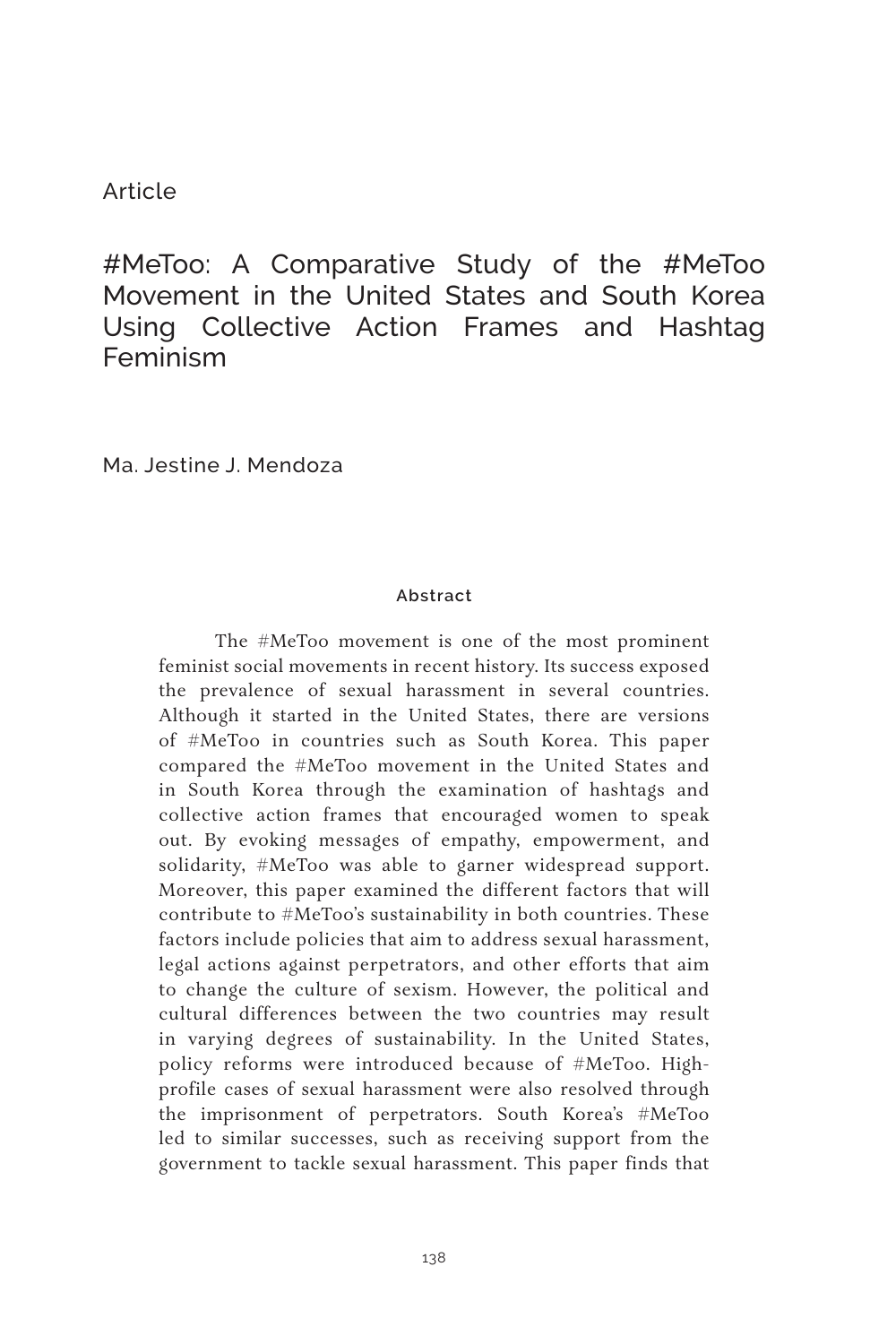Article

# #MeToo: A Comparative Study of the #MeToo Movement in the United States and South Korea Using Collective Action Frames and Hashtag Feminism

Ma. Jestine J. Mendoza

## Abstract

The #MeToo movement is one of the most prominent feminist social movements in recent history. Its success exposed the prevalence of sexual harassment in several countries. Although it started in the United States, there are versions of #MeToo in countries such as South Korea. This paper compared the #MeToo movement in the United States and in South Korea through the examination of hashtags and collective action frames that encouraged women to speak out. By evoking messages of empathy, empowerment, and solidarity, #MeToo was able to garner widespread support. Moreover, this paper examined the different factors that will contribute to #MeToo's sustainability in both countries. These factors include policies that aim to address sexual harassment, legal actions against perpetrators, and other efforts that aim to change the culture of sexism. However, the political and cultural differences between the two countries may result in varying degrees of sustainability. In the United States, policy reforms were introduced because of #MeToo. High-profile cases of sexual harassment were also resolved through the imprisonment of perpetrators. South Korea's #MeToo led to similar successes, such as receiving support from the government to tackle sexual harassment. This paper finds that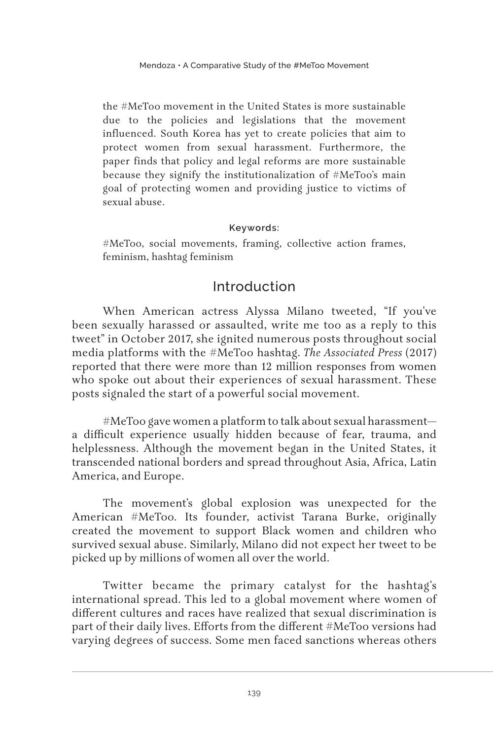the #MeToo movement in the United States is more sustainable due to the policies and legislations that the movement influenced. South Korea has yet to create policies that aim to protect women from sexual harassment. Furthermore, the paper finds that policy and legal reforms are more sustainable because they signify the institutionalization of #MeToo's main goal of protecting women and providing justice to victims of sexual abuse.

**Keywords:**

#MeToo, social movements, framing, collective action frames, feminism, hashtag feminism

## Introduction

When American actress Alyssa Milano tweeted, "If you've been sexually harassed or assaulted, write me too as a reply to this tweet" in October 2017, she ignited numerous posts throughout social media platforms with the #MeToo hashtag. *The Associated Press* (2017) reported that there were more than 12 million responses from women who spoke out about their experiences of sexual harassment. These posts signaled the start of a powerful social movement.

#MeToo gave women a platform to talk about sexual harassment—a difficult experience usually hidden because of fear, trauma, and helplessness. Although the movement began in the United States, it transcended national borders and spread throughout Asia, Africa, Latin America, and Europe.

The movement's global explosion was unexpected for the American #MeToo. Its founder, activist Tarana Burke, originally created the movement to support Black women and children who survived sexual abuse. Similarly, Milano did not expect her tweet to be picked up by millions of women all over the world.

Twitter became the primary catalyst for the hashtag's international spread. This led to a global movement where women of different cultures and races have realized that sexual discrimination is part of their daily lives. Efforts from the different #MeToo versions had varying degrees of success. Some men faced sanctions whereas others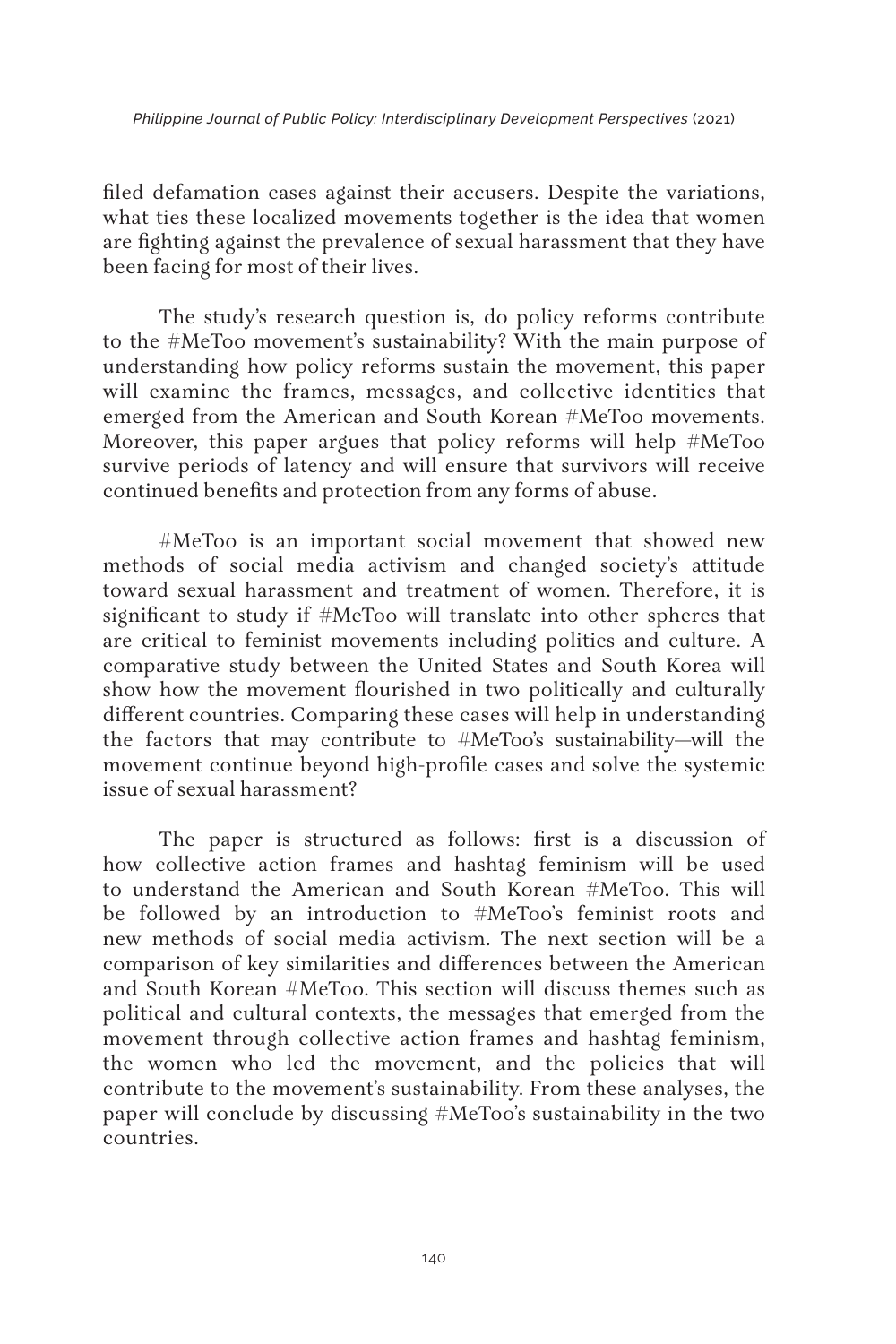filed defamation cases against their accusers. Despite the variations, what ties these localized movements together is the idea that women are fighting against the prevalence of sexual harassment that they have been facing for most of their lives.

The study's research question is, do policy reforms contribute to the #MeToo movement's sustainability? With the main purpose of understanding how policy reforms sustain the movement, this paper will examine the frames, messages, and collective identities that emerged from the American and South Korean #MeToo movements. Moreover, this paper argues that policy reforms will help #MeToo survive periods of latency and will ensure that survivors will receive continued benefits and protection from any forms of abuse.

#MeToo is an important social movement that showed new methods of social media activism and changed society's attitude toward sexual harassment and treatment of women. Therefore, it is significant to study if #MeToo will translate into other spheres that are critical to feminist movements including politics and culture. A comparative study between the United States and South Korea will show how the movement flourished in two politically and culturally different countries. Comparing these cases will help in understanding the factors that may contribute to #MeToo's sustainability—will the movement continue beyond high-profile cases and solve the systemic issue of sexual harassment?

The paper is structured as follows: first is a discussion of how collective action frames and hashtag feminism will be used to understand the American and South Korean #MeToo. This will be followed by an introduction to #MeToo's feminist roots and new methods of social media activism. The next section will be a comparison of key similarities and differences between the American and South Korean #MeToo. This section will discuss themes such as political and cultural contexts, the messages that emerged from the movement through collective action frames and hashtag feminism, the women who led the movement, and the policies that will contribute to the movement's sustainability. From these analyses, the paper will conclude by discussing #MeToo's sustainability in the two countries.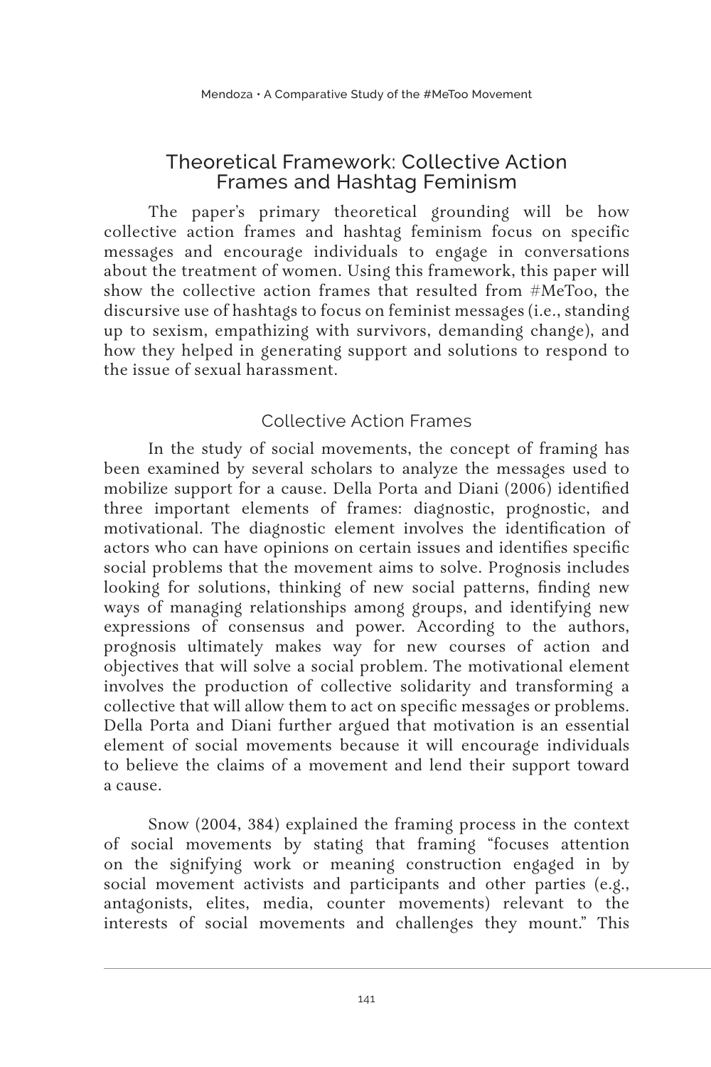## Theoretical Framework: Collective Action Frames and Hashtag Feminism

The paper's primary theoretical grounding will be how collective action frames and hashtag feminism focus on specific messages and encourage individuals to engage in conversations about the treatment of women. Using this framework, this paper will show the collective action frames that resulted from #MeToo, the discursive use of hashtags to focus on feminist messages (i.e., standing up to sexism, empathizing with survivors, demanding change), and how they helped in generating support and solutions to respond to the issue of sexual harassment.

### Collective Action Frames

In the study of social movements, the concept of framing has been examined by several scholars to analyze the messages used to mobilize support for a cause. Della Porta and Diani (2006) identified three important elements of frames: diagnostic, prognostic, and motivational. The diagnostic element involves the identification of actors who can have opinions on certain issues and identifies specific social problems that the movement aims to solve. Prognosis includes looking for solutions, thinking of new social patterns, finding new ways of managing relationships among groups, and identifying new expressions of consensus and power. According to the authors, prognosis ultimately makes way for new courses of action and objectives that will solve a social problem. The motivational element involves the production of collective solidarity and transforming a collective that will allow them to act on specific messages or problems. Della Porta and Diani further argued that motivation is an essential element of social movements because it will encourage individuals to believe the claims of a movement and lend their support toward a cause.

Snow (2004, 384) explained the framing process in the context of social movements by stating that framing "focuses attention on the signifying work or meaning construction engaged in by social movement activists and participants and other parties (e.g., antagonists, elites, media, counter movements) relevant to the interests of social movements and challenges they mount." This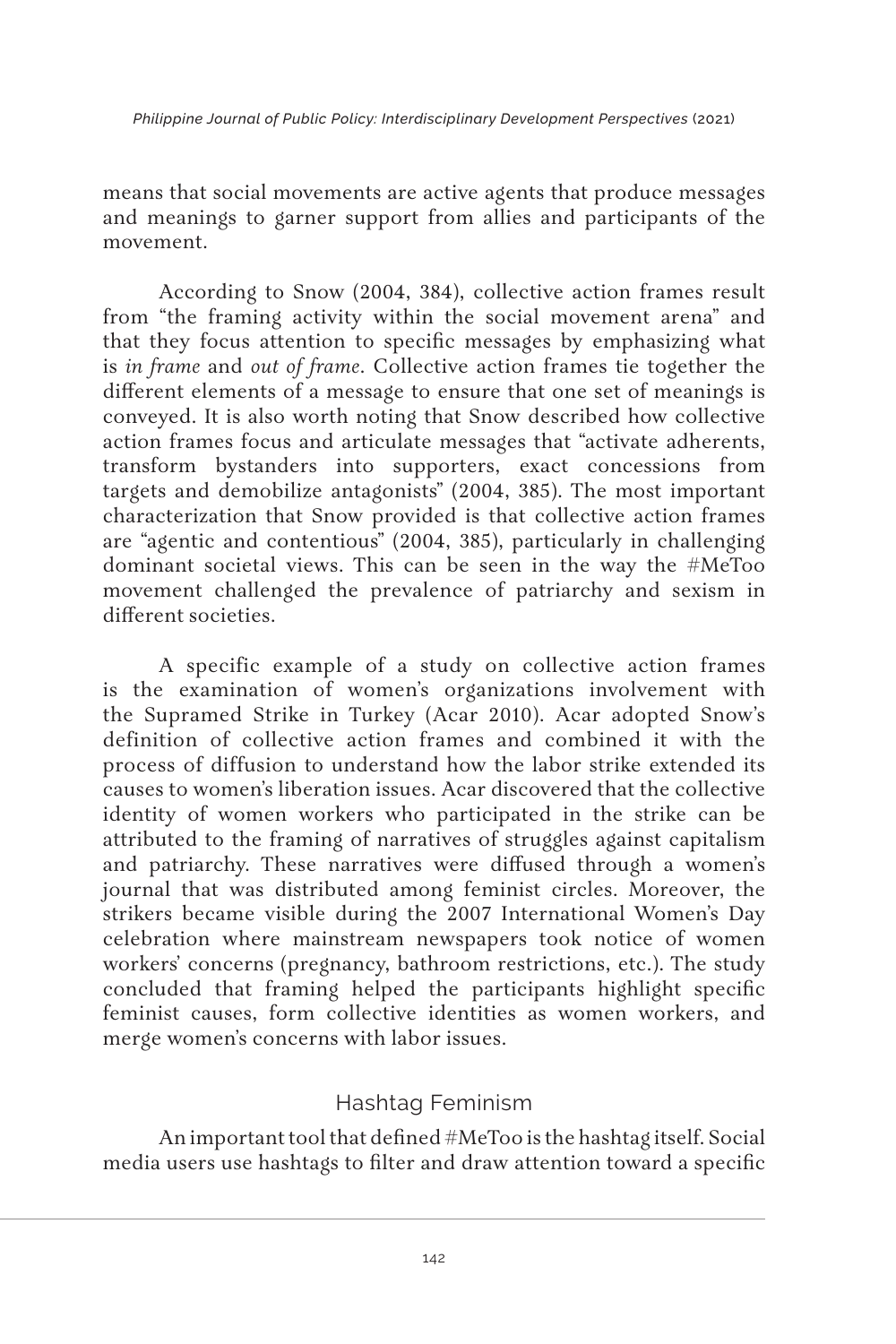means that social movements are active agents that produce messages and meanings to garner support from allies and participants of the movement.

According to Snow (2004, 384), collective action frames result from "the framing activity within the social movement arena" and that they focus attention to specific messages by emphasizing what is *in frame* and *out of frame*. Collective action frames tie together the different elements of a message to ensure that one set of meanings is conveyed. It is also worth noting that Snow described how collective action frames focus and articulate messages that "activate adherents, transform bystanders into supporters, exact concessions from targets and demobilize antagonists" (2004, 385). The most important characterization that Snow provided is that collective action frames are "agentic and contentious" (2004, 385), particularly in challenging dominant societal views. This can be seen in the way the #MeToo movement challenged the prevalence of patriarchy and sexism in different societies.

A specific example of a study on collective action frames is the examination of women's organizations involvement with the Supramed Strike in Turkey (Acar 2010). Acar adopted Snow's definition of collective action frames and combined it with the process of diffusion to understand how the labor strike extended its causes to women's liberation issues. Acar discovered that the collective identity of women workers who participated in the strike can be attributed to the framing of narratives of struggles against capitalism and patriarchy. These narratives were diffused through a women's journal that was distributed among feminist circles. Moreover, the strikers became visible during the 2007 International Women's Day celebration where mainstream newspapers took notice of women workers' concerns (pregnancy, bathroom restrictions, etc.). The study concluded that framing helped the participants highlight specific feminist causes, form collective identities as women workers, and merge women's concerns with labor issues.

## Hashtag Feminism

An important tool that defined #MeToo is the hashtag itself. Social media users use hashtags to filter and draw attention toward a specific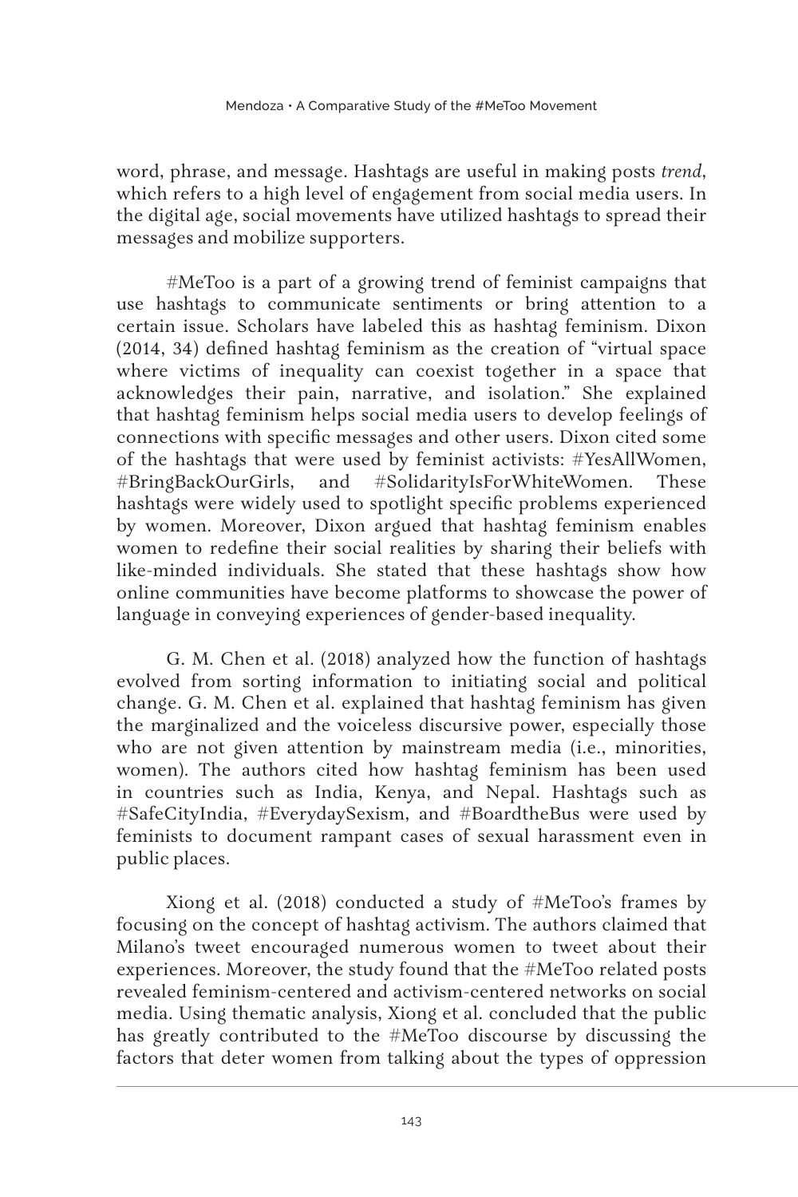word, phrase, and message. Hashtags are useful in making posts *trend*, which refers to a high level of engagement from social media users. In the digital age, social movements have utilized hashtags to spread their messages and mobilize supporters.

#MeToo is a part of a growing trend of feminist campaigns that use hashtags to communicate sentiments or bring attention to a certain issue. Scholars have labeled this as hashtag feminism. Dixon (2014, 34) defined hashtag feminism as the creation of "virtual space where victims of inequality can coexist together in a space that acknowledges their pain, narrative, and isolation." She explained that hashtag feminism helps social media users to develop feelings of connections with specific messages and other users. Dixon cited some of the hashtags that were used by feminist activists: #YesAllWomen, #BringBackOurGirls, and #SolidarityIsForWhiteWomen. These hashtags were widely used to spotlight specific problems experienced by women. Moreover, Dixon argued that hashtag feminism enables women to redefine their social realities by sharing their beliefs with like-minded individuals. She stated that these hashtags show how online communities have become platforms to showcase the power of language in conveying experiences of gender-based inequality.

G. M. Chen et al. (2018) analyzed how the function of hashtags evolved from sorting information to initiating social and political change. G. M. Chen et al. explained that hashtag feminism has given the marginalized and the voiceless discursive power, especially those who are not given attention by mainstream media (i.e., minorities, women). The authors cited how hashtag feminism has been used in countries such as India, Kenya, and Nepal. Hashtags such as #SafeCityIndia, #EverydaySexism, and #BoardtheBus were used by feminists to document rampant cases of sexual harassment even in public places.

Xiong et al. (2018) conducted a study of #MeToo's frames by focusing on the concept of hashtag activism. The authors claimed that Milano's tweet encouraged numerous women to tweet about their experiences. Moreover, the study found that the #MeToo related posts revealed feminism-centered and activism-centered networks on social media. Using thematic analysis, Xiong et al. concluded that the public has greatly contributed to the #MeToo discourse by discussing the factors that deter women from talking about the types of oppression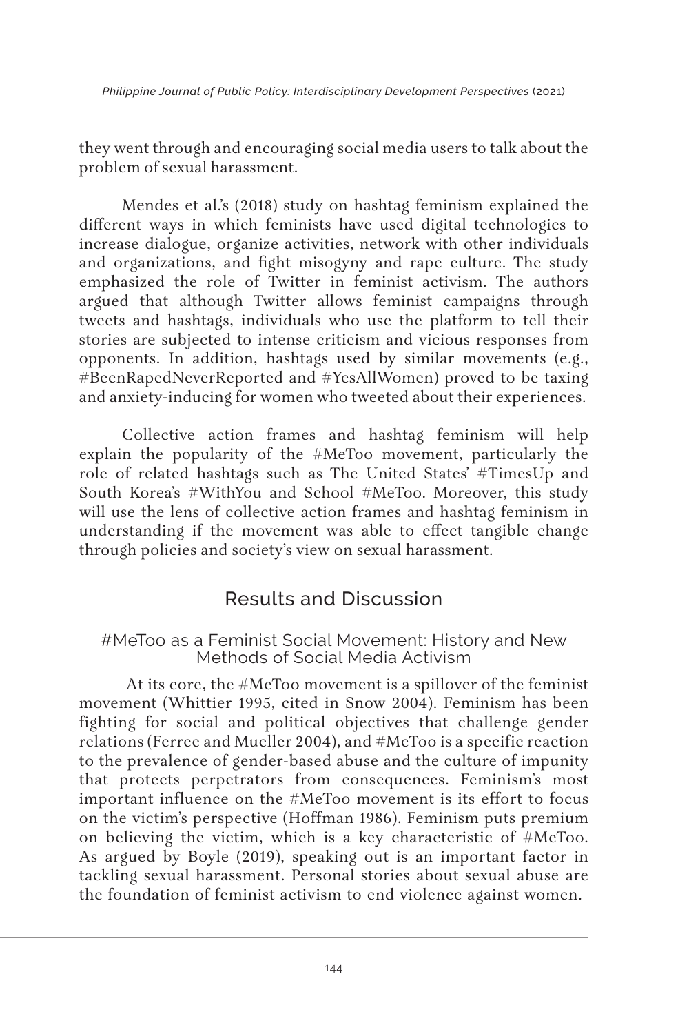they went through and encouraging social media users to talk about the problem of sexual harassment.

Mendes et al.'s (2018) study on hashtag feminism explained the different ways in which feminists have used digital technologies to increase dialogue, organize activities, network with other individuals and organizations, and fight misogyny and rape culture. The study emphasized the role of Twitter in feminist activism. The authors argued that although Twitter allows feminist campaigns through tweets and hashtags, individuals who use the platform to tell their stories are subjected to intense criticism and vicious responses from opponents. In addition, hashtags used by similar movements (e.g., #BeenRapedNeverReported and #YesAllWomen) proved to be taxing and anxiety-inducing for women who tweeted about their experiences.

Collective action frames and hashtag feminism will help explain the popularity of the #MeToo movement, particularly the role of related hashtags such as The United States' #TimesUp and South Korea's #WithYou and School #MeToo. Moreover, this study will use the lens of collective action frames and hashtag feminism in understanding if the movement was able to effect tangible change through policies and society's view on sexual harassment.

## Results and Discussion

### #MeToo as a Feminist Social Movement: History and New Methods of Social Media Activism

At its core, the #MeToo movement is a spillover of the feminist movement (Whittier 1995, cited in Snow 2004). Feminism has been fighting for social and political objectives that challenge gender relations (Ferree and Mueller 2004), and #MeToo is a specific reaction to the prevalence of gender-based abuse and the culture of impunity that protects perpetrators from consequences. Feminism's most important influence on the #MeToo movement is its effort to focus on the victim's perspective (Hoffman 1986). Feminism puts premium on believing the victim, which is a key characteristic of #MeToo. As argued by Boyle (2019), speaking out is an important factor in tackling sexual harassment. Personal stories about sexual abuse are the foundation of feminist activism to end violence against women.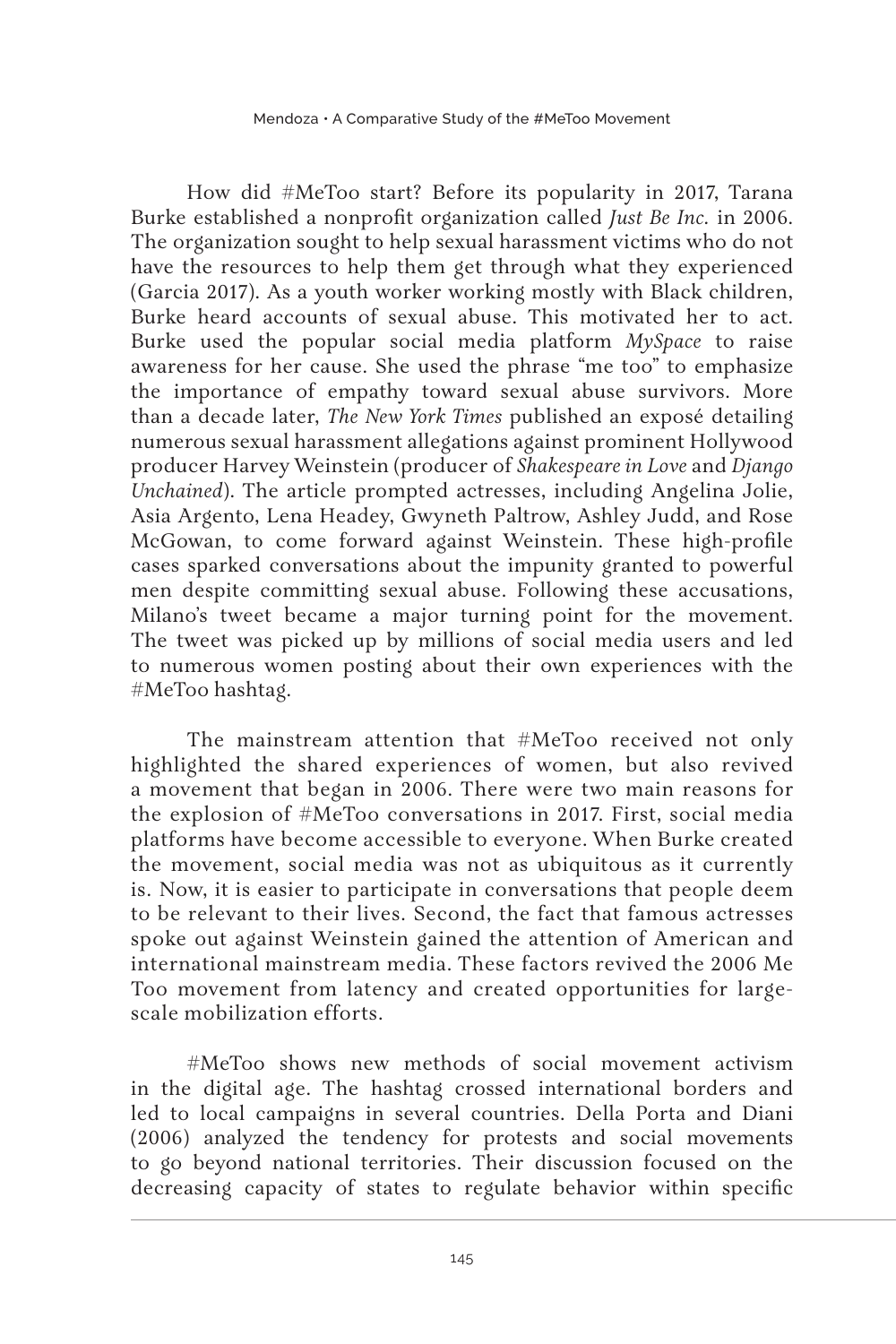How did #MeToo start? Before its popularity in 2017, Tarana Burke established a nonprofit organization called *Just Be Inc.* in 2006. The organization sought to help sexual harassment victims who do not have the resources to help them get through what they experienced (Garcia 2017). As a youth worker working mostly with Black children, Burke heard accounts of sexual abuse. This motivated her to act. Burke used the popular social media platform *MySpace* to raise awareness for her cause. She used the phrase "me too" to emphasize the importance of empathy toward sexual abuse survivors. More than a decade later, *The New York Times* published an exposé detailing numerous sexual harassment allegations against prominent Hollywood producer Harvey Weinstein (producer of *Shakespeare in Love* and *Django Unchained*). The article prompted actresses, including Angelina Jolie, Asia Argento, Lena Headey, Gwyneth Paltrow, Ashley Judd, and Rose McGowan, to come forward against Weinstein. These high-profile cases sparked conversations about the impunity granted to powerful men despite committing sexual abuse. Following these accusations, Milano's tweet became a major turning point for the movement. The tweet was picked up by millions of social media users and led to numerous women posting about their own experiences with the #MeToo hashtag.

The mainstream attention that #MeToo received not only highlighted the shared experiences of women, but also revived a movement that began in 2006. There were two main reasons for the explosion of #MeToo conversations in 2017. First, social media platforms have become accessible to everyone. When Burke created the movement, social media was not as ubiquitous as it currently is. Now, it is easier to participate in conversations that people deem to be relevant to their lives. Second, the fact that famous actresses spoke out against Weinstein gained the attention of American and international mainstream media. These factors revived the 2006 Me Too movement from latency and created opportunities for large-scale mobilization efforts.

#MeToo shows new methods of social movement activism in the digital age. The hashtag crossed international borders and led to local campaigns in several countries. Della Porta and Diani (2006) analyzed the tendency for protests and social movements to go beyond national territories. Their discussion focused on the decreasing capacity of states to regulate behavior within specific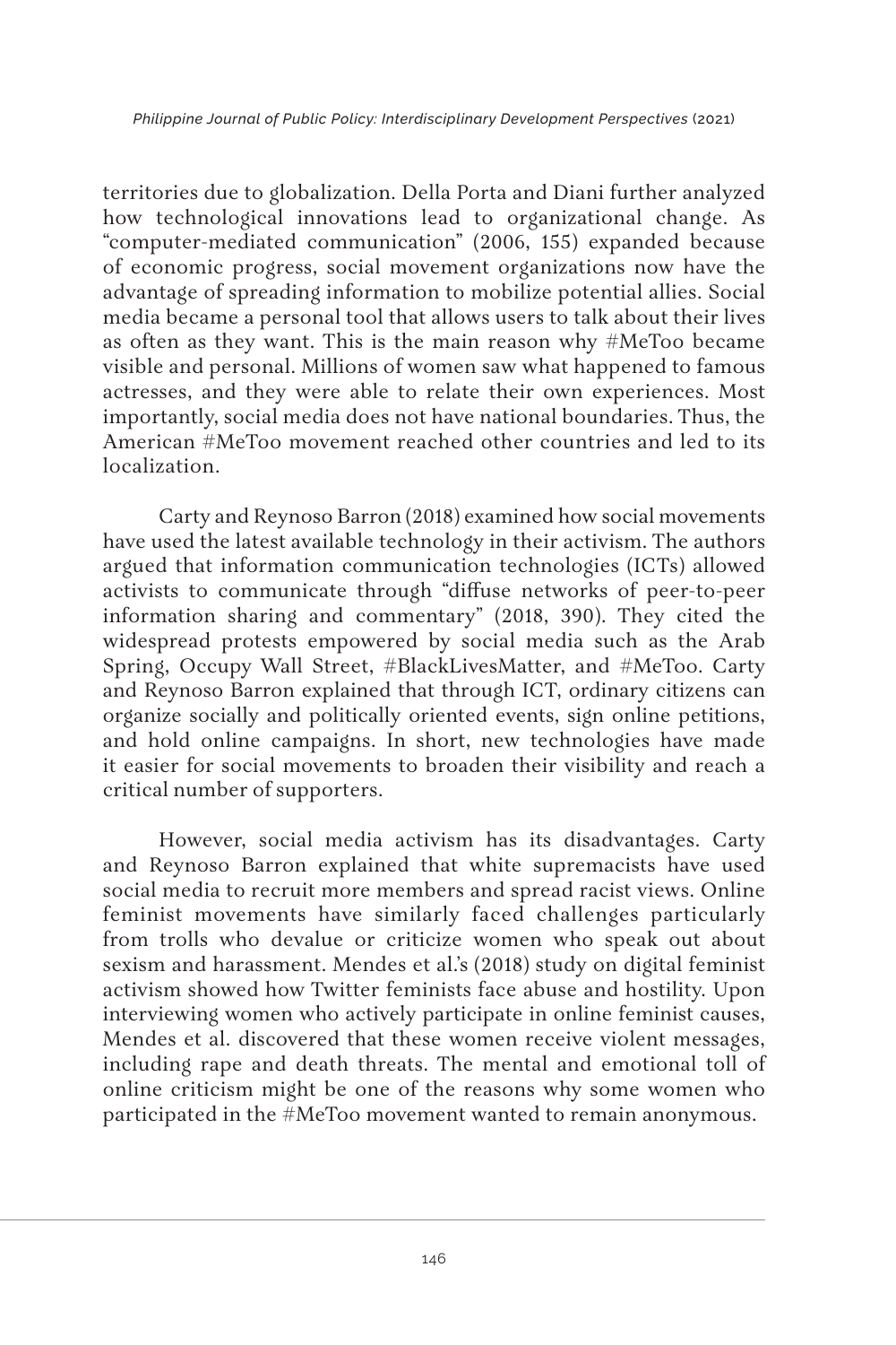territories due to globalization. Della Porta and Diani further analyzed how technological innovations lead to organizational change. As "computer-mediated communication" (2006, 155) expanded because of economic progress, social movement organizations now have the advantage of spreading information to mobilize potential allies. Social media became a personal tool that allows users to talk about their lives as often as they want. This is the main reason why #MeToo became visible and personal. Millions of women saw what happened to famous actresses, and they were able to relate their own experiences. Most importantly, social media does not have national boundaries. Thus, the American #MeToo movement reached other countries and led to its localization.

Carty and Reynoso Barron (2018) examined how social movements have used the latest available technology in their activism. The authors argued that information communication technologies (ICTs) allowed activists to communicate through "diffuse networks of peer-to-peer information sharing and commentary" (2018, 390). They cited the widespread protests empowered by social media such as the Arab Spring, Occupy Wall Street, #BlackLivesMatter, and #MeToo. Carty and Reynoso Barron explained that through ICT, ordinary citizens can organize socially and politically oriented events, sign online petitions, and hold online campaigns. In short, new technologies have made it easier for social movements to broaden their visibility and reach a critical number of supporters.

However, social media activism has its disadvantages. Carty and Reynoso Barron explained that white supremacists have used social media to recruit more members and spread racist views. Online feminist movements have similarly faced challenges particularly from trolls who devalue or criticize women who speak out about sexism and harassment. Mendes et al.'s (2018) study on digital feminist activism showed how Twitter feminists face abuse and hostility. Upon interviewing women who actively participate in online feminist causes, Mendes et al. discovered that these women receive violent messages, including rape and death threats. The mental and emotional toll of online criticism might be one of the reasons why some women who participated in the #MeToo movement wanted to remain anonymous.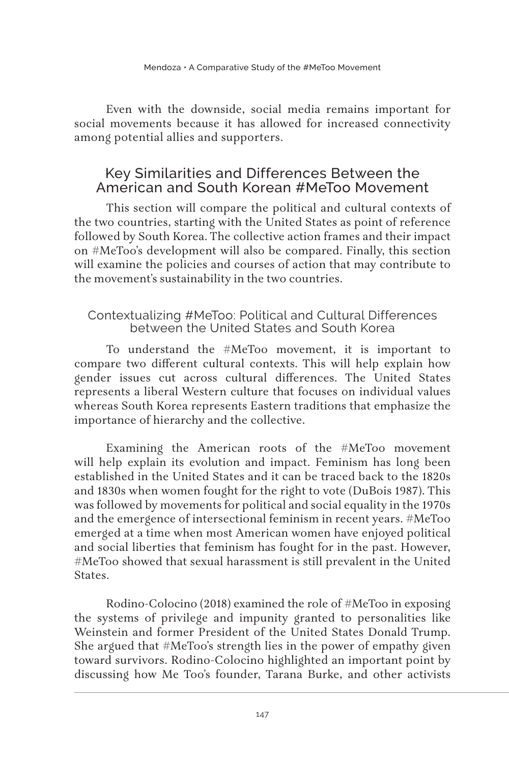Even with the downside, social media remains important for social movements because it has allowed for increased connectivity among potential allies and supporters.

## Key Similarities and Differences Between the American and South Korean #MeToo Movement

This section will compare the political and cultural contexts of the two countries, starting with the United States as point of reference followed by South Korea. The collective action frames and their impact on #MeToo's development will also be compared. Finally, this section will examine the policies and courses of action that may contribute to the movement's sustainability in the two countries.

### Contextualizing #MeToo: Political and Cultural Differences between the United States and South Korea

To understand the #MeToo movement, it is important to compare two different cultural contexts. This will help explain how gender issues cut across cultural differences. The United States represents a liberal Western culture that focuses on individual values whereas South Korea represents Eastern traditions that emphasize the importance of hierarchy and the collective.

Examining the American roots of the #MeToo movement will help explain its evolution and impact. Feminism has long been established in the United States and it can be traced back to the 1820s and 1830s when women fought for the right to vote (DuBois 1987). This was followed by movements for political and social equality in the 1970s and the emergence of intersectional feminism in recent years. #MeToo emerged at a time when most American women have enjoyed political and social liberties that feminism has fought for in the past. However, #MeToo showed that sexual harassment is still prevalent in the United States.

Rodino-Colocino (2018) examined the role of #MeToo in exposing the systems of privilege and impunity granted to personalities like Weinstein and former President of the United States Donald Trump. She argued that #MeToo's strength lies in the power of empathy given toward survivors. Rodino-Colocino highlighted an important point by discussing how Me Too's founder, Tarana Burke, and other activists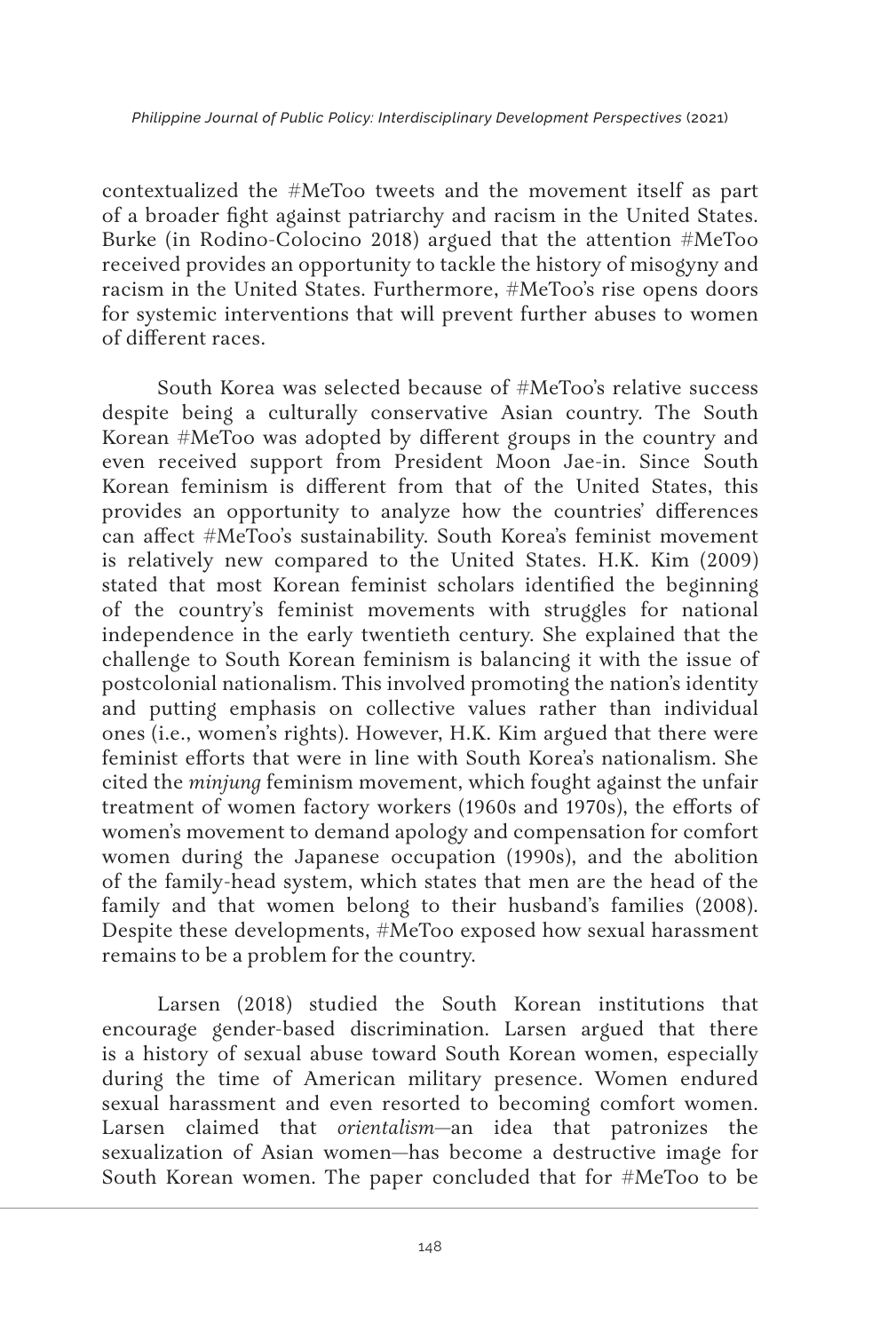contextualized the #MeToo tweets and the movement itself as part of a broader fight against patriarchy and racism in the United States. Burke (in Rodino-Colocino 2018) argued that the attention #MeToo received provides an opportunity to tackle the history of misogyny and racism in the United States. Furthermore, #MeToo's rise opens doors for systemic interventions that will prevent further abuses to women of different races.

South Korea was selected because of #MeToo's relative success despite being a culturally conservative Asian country. The South Korean #MeToo was adopted by different groups in the country and even received support from President Moon Jae-in. Since South Korean feminism is different from that of the United States, this provides an opportunity to analyze how the countries' differences can affect #MeToo's sustainability. South Korea's feminist movement is relatively new compared to the United States. H.K. Kim (2009) stated that most Korean feminist scholars identified the beginning of the country's feminist movements with struggles for national independence in the early twentieth century. She explained that the challenge to South Korean feminism is balancing it with the issue of postcolonial nationalism. This involved promoting the nation's identity and putting emphasis on collective values rather than individual ones (i.e., women's rights). However, H.K. Kim argued that there were feminist efforts that were in line with South Korea's nationalism. She cited the *minjung* feminism movement, which fought against the unfair treatment of women factory workers (1960s and 1970s), the efforts of women's movement to demand apology and compensation for comfort women during the Japanese occupation (1990s), and the abolition of the family-head system, which states that men are the head of the family and that women belong to their husband's families (2008). Despite these developments, #MeToo exposed how sexual harassment remains to be a problem for the country.

Larsen (2018) studied the South Korean institutions that encourage gender-based discrimination. Larsen argued that there is a history of sexual abuse toward South Korean women, especially during the time of American military presence. Women endured sexual harassment and even resorted to becoming comfort women. Larsen claimed that *orientalism*—an idea that patronizes the sexualization of Asian women—has become a destructive image for South Korean women. The paper concluded that for #MeToo to be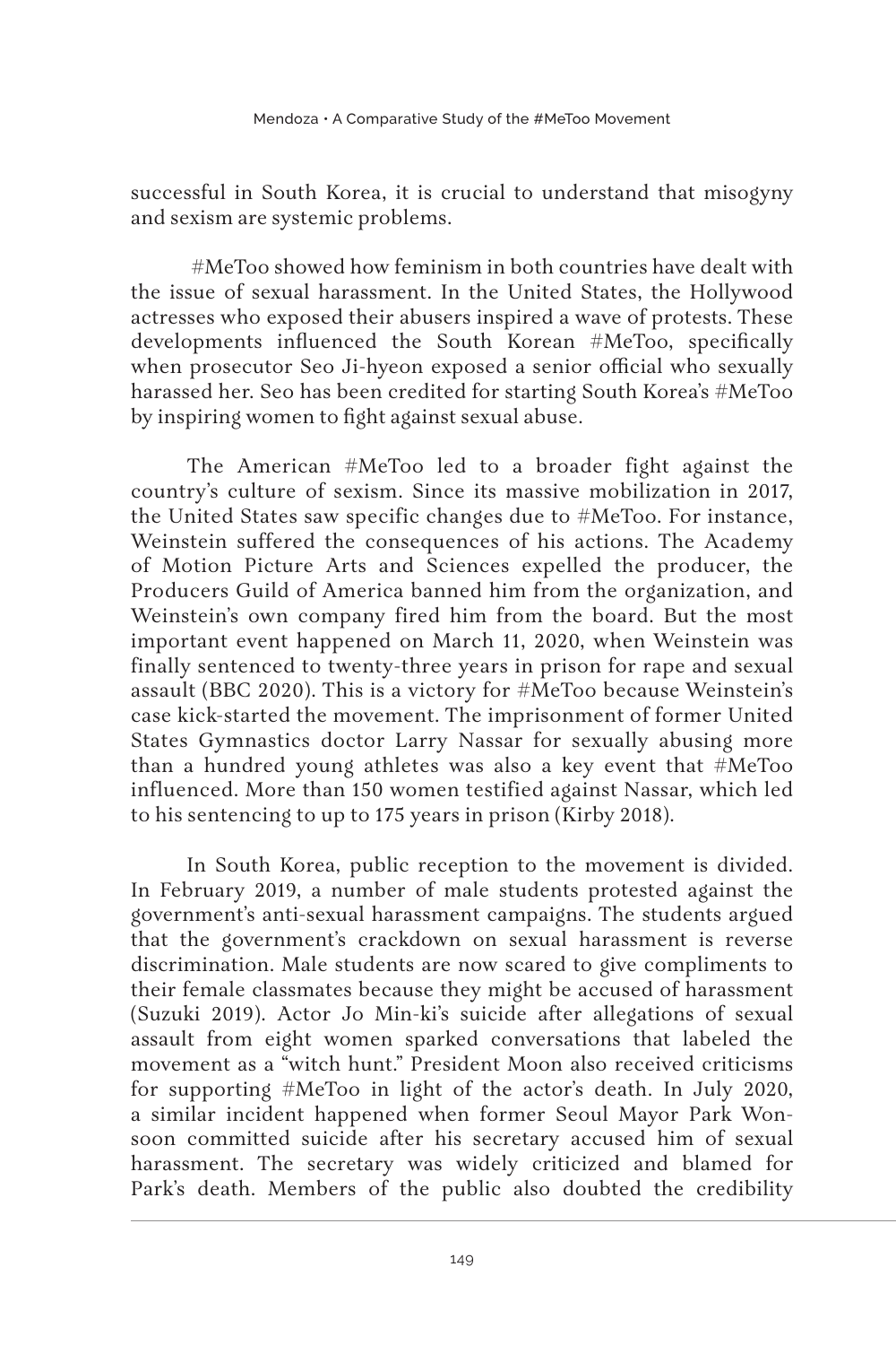successful in South Korea, it is crucial to understand that misogyny and sexism are systemic problems.

#MeToo showed how feminism in both countries have dealt with the issue of sexual harassment. In the United States, the Hollywood actresses who exposed their abusers inspired a wave of protests. These developments influenced the South Korean #MeToo, specifically when prosecutor Seo Ji-hyeon exposed a senior official who sexually harassed her. Seo has been credited for starting South Korea's #MeToo by inspiring women to fight against sexual abuse.

The American #MeToo led to a broader fight against the country's culture of sexism. Since its massive mobilization in 2017, the United States saw specific changes due to #MeToo. For instance, Weinstein suffered the consequences of his actions. The Academy of Motion Picture Arts and Sciences expelled the producer, the Producers Guild of America banned him from the organization, and Weinstein's own company fired him from the board. But the most important event happened on March 11, 2020, when Weinstein was finally sentenced to twenty-three years in prison for rape and sexual assault (BBC 2020). This is a victory for #MeToo because Weinstein's case kick-started the movement. The imprisonment of former United States Gymnastics doctor Larry Nassar for sexually abusing more than a hundred young athletes was also a key event that #MeToo influenced. More than 150 women testified against Nassar, which led to his sentencing to up to 175 years in prison (Kirby 2018).

In South Korea, public reception to the movement is divided. In February 2019, a number of male students protested against the government's anti-sexual harassment campaigns. The students argued that the government's crackdown on sexual harassment is reverse discrimination. Male students are now scared to give compliments to their female classmates because they might be accused of harassment (Suzuki 2019). Actor Jo Min-ki's suicide after allegations of sexual assault from eight women sparked conversations that labeled the movement as a "witch hunt." President Moon also received criticisms for supporting #MeToo in light of the actor's death. In July 2020, a similar incident happened when former Seoul Mayor Park Won-soon committed suicide after his secretary accused him of sexual harassment. The secretary was widely criticized and blamed for Park's death. Members of the public also doubted the credibility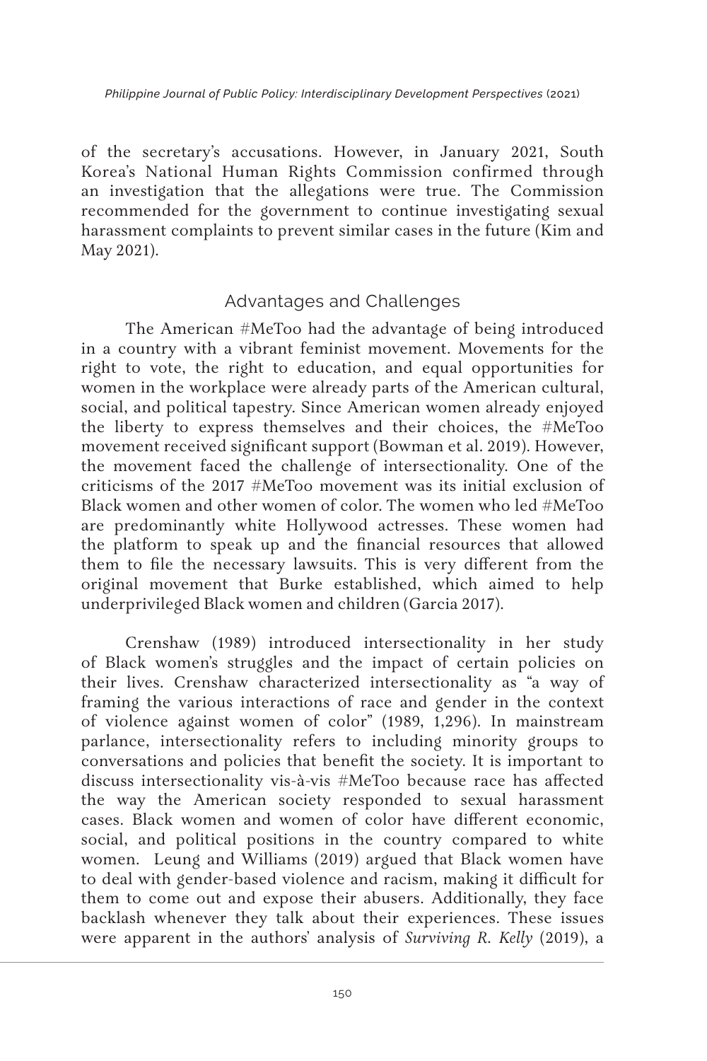of the secretary's accusations. However, in January 2021, South Korea's National Human Rights Commission confirmed through an investigation that the allegations were true. The Commission recommended for the government to continue investigating sexual harassment complaints to prevent similar cases in the future (Kim and May 2021).

## Advantages and Challenges

The American #MeToo had the advantage of being introduced in a country with a vibrant feminist movement. Movements for the right to vote, the right to education, and equal opportunities for women in the workplace were already parts of the American cultural, social, and political tapestry. Since American women already enjoyed the liberty to express themselves and their choices, the #MeToo movement received significant support (Bowman et al. 2019). However, the movement faced the challenge of intersectionality. One of the criticisms of the 2017 #MeToo movement was its initial exclusion of Black women and other women of color. The women who led #MeToo are predominantly white Hollywood actresses. These women had the platform to speak up and the financial resources that allowed them to file the necessary lawsuits. This is very different from the original movement that Burke established, which aimed to help underprivileged Black women and children (Garcia 2017).

Crenshaw (1989) introduced intersectionality in her study of Black women's struggles and the impact of certain policies on their lives. Crenshaw characterized intersectionality as "a way of framing the various interactions of race and gender in the context of violence against women of color" (1989, 1,296). In mainstream parlance, intersectionality refers to including minority groups to conversations and policies that benefit the society. It is important to discuss intersectionality vis-à-vis #MeToo because race has affected the way the American society responded to sexual harassment cases. Black women and women of color have different economic, social, and political positions in the country compared to white women. Leung and Williams (2019) argued that Black women have to deal with gender-based violence and racism, making it difficult for them to come out and expose their abusers. Additionally, they face backlash whenever they talk about their experiences. These issues were apparent in the authors' analysis of *Surviving R. Kelly* (2019), a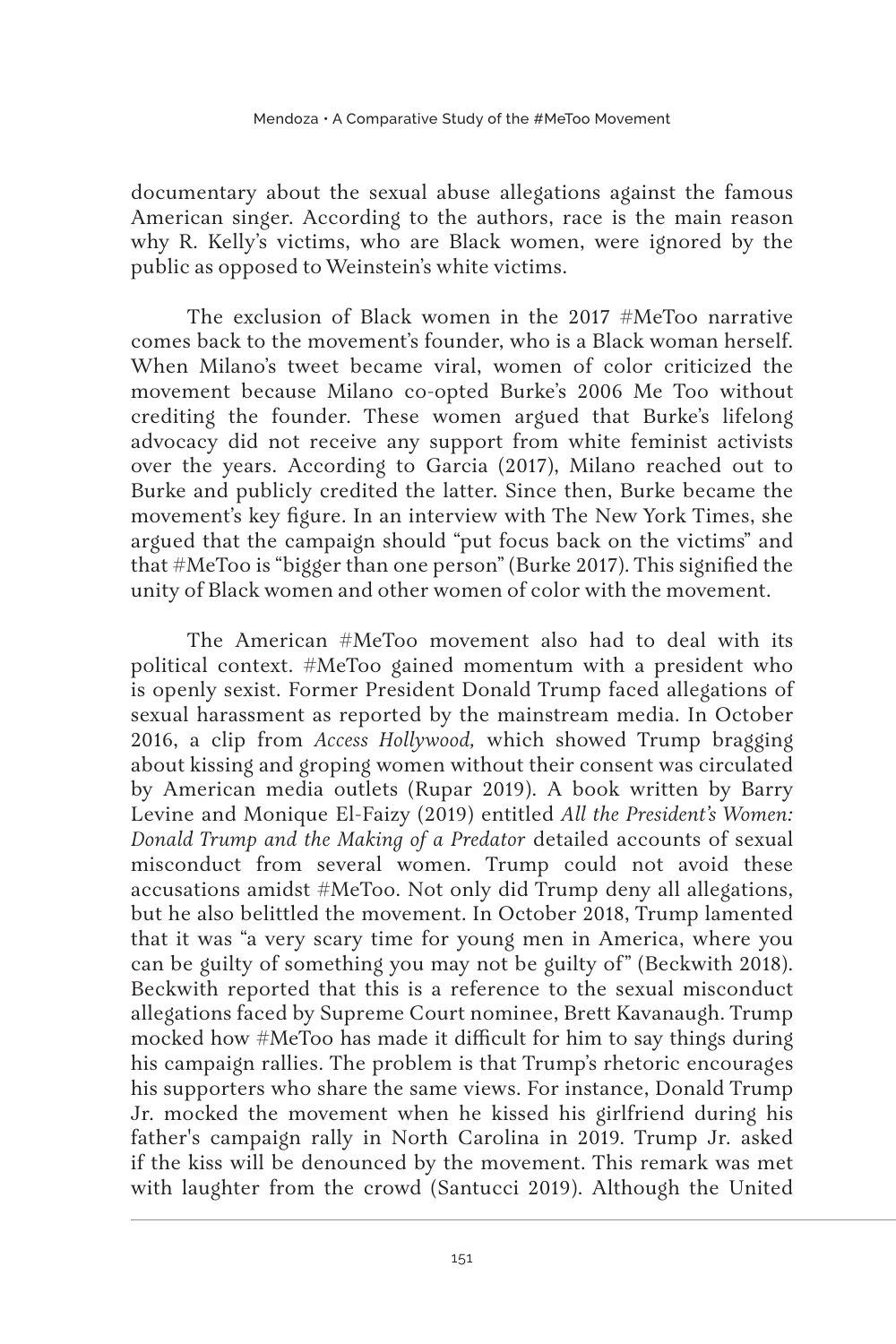documentary about the sexual abuse allegations against the famous American singer. According to the authors, race is the main reason why R. Kelly's victims, who are Black women, were ignored by the public as opposed to Weinstein's white victims.

The exclusion of Black women in the 2017 #MeToo narrative comes back to the movement's founder, who is a Black woman herself. When Milano's tweet became viral, women of color criticized the movement because Milano co-opted Burke's 2006 Me Too without crediting the founder. These women argued that Burke's lifelong advocacy did not receive any support from white feminist activists over the years. According to Garcia (2017), Milano reached out to Burke and publicly credited the latter. Since then, Burke became the movement's key figure. In an interview with The New York Times, she argued that the campaign should "put focus back on the victims" and that #MeToo is "bigger than one person" (Burke 2017). This signified the unity of Black women and other women of color with the movement.

The American #MeToo movement also had to deal with its political context. #MeToo gained momentum with a president who is openly sexist. Former President Donald Trump faced allegations of sexual harassment as reported by the mainstream media. In October 2016, a clip from *Access Hollywood,* which showed Trump bragging about kissing and groping women without their consent was circulated by American media outlets (Rupar 2019). A book written by Barry Levine and Monique El-Faizy (2019) entitled *All the President's Women: Donald Trump and the Making of a Predator* detailed accounts of sexual misconduct from several women. Trump could not avoid these accusations amidst #MeToo. Not only did Trump deny all allegations, but he also belittled the movement. In October 2018, Trump lamented that it was "a very scary time for young men in America, where you can be guilty of something you may not be guilty of" (Beckwith 2018). Beckwith reported that this is a reference to the sexual misconduct allegations faced by Supreme Court nominee, Brett Kavanaugh. Trump mocked how #MeToo has made it difficult for him to say things during his campaign rallies. The problem is that Trump's rhetoric encourages his supporters who share the same views. For instance, Donald Trump Jr. mocked the movement when he kissed his girlfriend during his father's campaign rally in North Carolina in 2019. Trump Jr. asked if the kiss will be denounced by the movement. This remark was met with laughter from the crowd (Santucci 2019). Although the United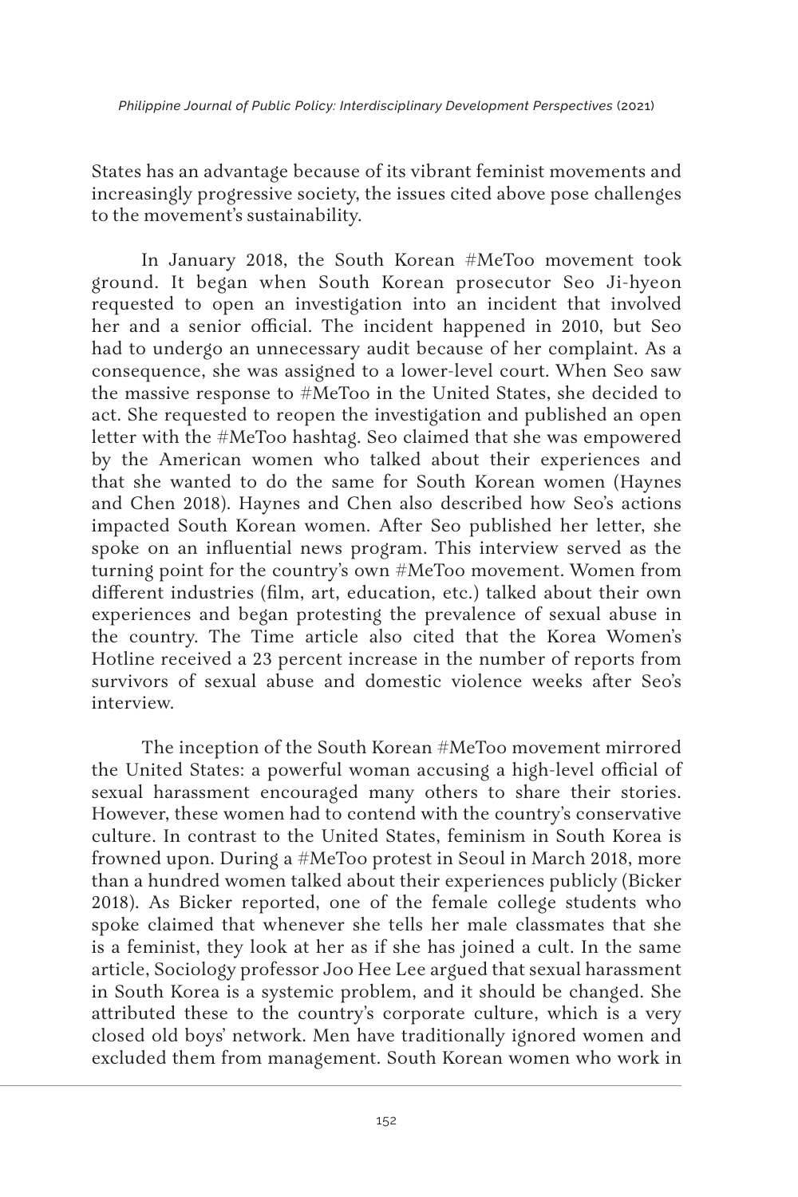States has an advantage because of its vibrant feminist movements and increasingly progressive society, the issues cited above pose challenges to the movement's sustainability.

In January 2018, the South Korean #MeToo movement took ground. It began when South Korean prosecutor Seo Ji-hyeon requested to open an investigation into an incident that involved her and a senior official. The incident happened in 2010, but Seo had to undergo an unnecessary audit because of her complaint. As a consequence, she was assigned to a lower-level court. When Seo saw the massive response to #MeToo in the United States, she decided to act. She requested to reopen the investigation and published an open letter with the #MeToo hashtag. Seo claimed that she was empowered by the American women who talked about their experiences and that she wanted to do the same for South Korean women (Haynes and Chen 2018). Haynes and Chen also described how Seo's actions impacted South Korean women. After Seo published her letter, she spoke on an influential news program. This interview served as the turning point for the country's own #MeToo movement. Women from different industries (film, art, education, etc.) talked about their own experiences and began protesting the prevalence of sexual abuse in the country. The Time article also cited that the Korea Women's Hotline received a 23 percent increase in the number of reports from survivors of sexual abuse and domestic violence weeks after Seo's interview.

The inception of the South Korean #MeToo movement mirrored the United States: a powerful woman accusing a high-level official of sexual harassment encouraged many others to share their stories. However, these women had to contend with the country's conservative culture. In contrast to the United States, feminism in South Korea is frowned upon. During a #MeToo protest in Seoul in March 2018, more than a hundred women talked about their experiences publicly (Bicker 2018). As Bicker reported, one of the female college students who spoke claimed that whenever she tells her male classmates that she is a feminist, they look at her as if she has joined a cult. In the same article, Sociology professor Joo Hee Lee argued that sexual harassment in South Korea is a systemic problem, and it should be changed. She attributed these to the country's corporate culture, which is a very closed old boys' network. Men have traditionally ignored women and excluded them from management. South Korean women who work in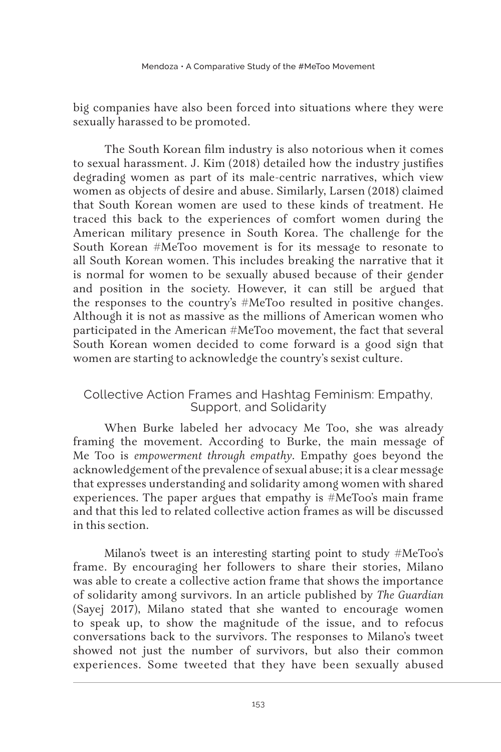big companies have also been forced into situations where they were sexually harassed to be promoted.

The South Korean film industry is also notorious when it comes to sexual harassment. J. Kim (2018) detailed how the industry justifies degrading women as part of its male-centric narratives, which view women as objects of desire and abuse. Similarly, Larsen (2018) claimed that South Korean women are used to these kinds of treatment. He traced this back to the experiences of comfort women during the American military presence in South Korea. The challenge for the South Korean #MeToo movement is for its message to resonate to all South Korean women. This includes breaking the narrative that it is normal for women to be sexually abused because of their gender and position in the society. However, it can still be argued that the responses to the country's #MeToo resulted in positive changes. Although it is not as massive as the millions of American women who participated in the American #MeToo movement, the fact that several South Korean women decided to come forward is a good sign that women are starting to acknowledge the country's sexist culture.

## Collective Action Frames and Hashtag Feminism: Empathy, Support, and Solidarity

When Burke labeled her advocacy Me Too, she was already framing the movement. According to Burke, the main message of Me Too is *empowerment through empathy*. Empathy goes beyond the acknowledgement of the prevalence of sexual abuse; it is a clear message that expresses understanding and solidarity among women with shared experiences. The paper argues that empathy is #MeToo's main frame and that this led to related collective action frames as will be discussed in this section.

Milano's tweet is an interesting starting point to study #MeToo's frame. By encouraging her followers to share their stories, Milano was able to create a collective action frame that shows the importance of solidarity among survivors. In an article published by *The Guardian* (Sayej 2017), Milano stated that she wanted to encourage women to speak up, to show the magnitude of the issue, and to refocus conversations back to the survivors. The responses to Milano's tweet showed not just the number of survivors, but also their common experiences. Some tweeted that they have been sexually abused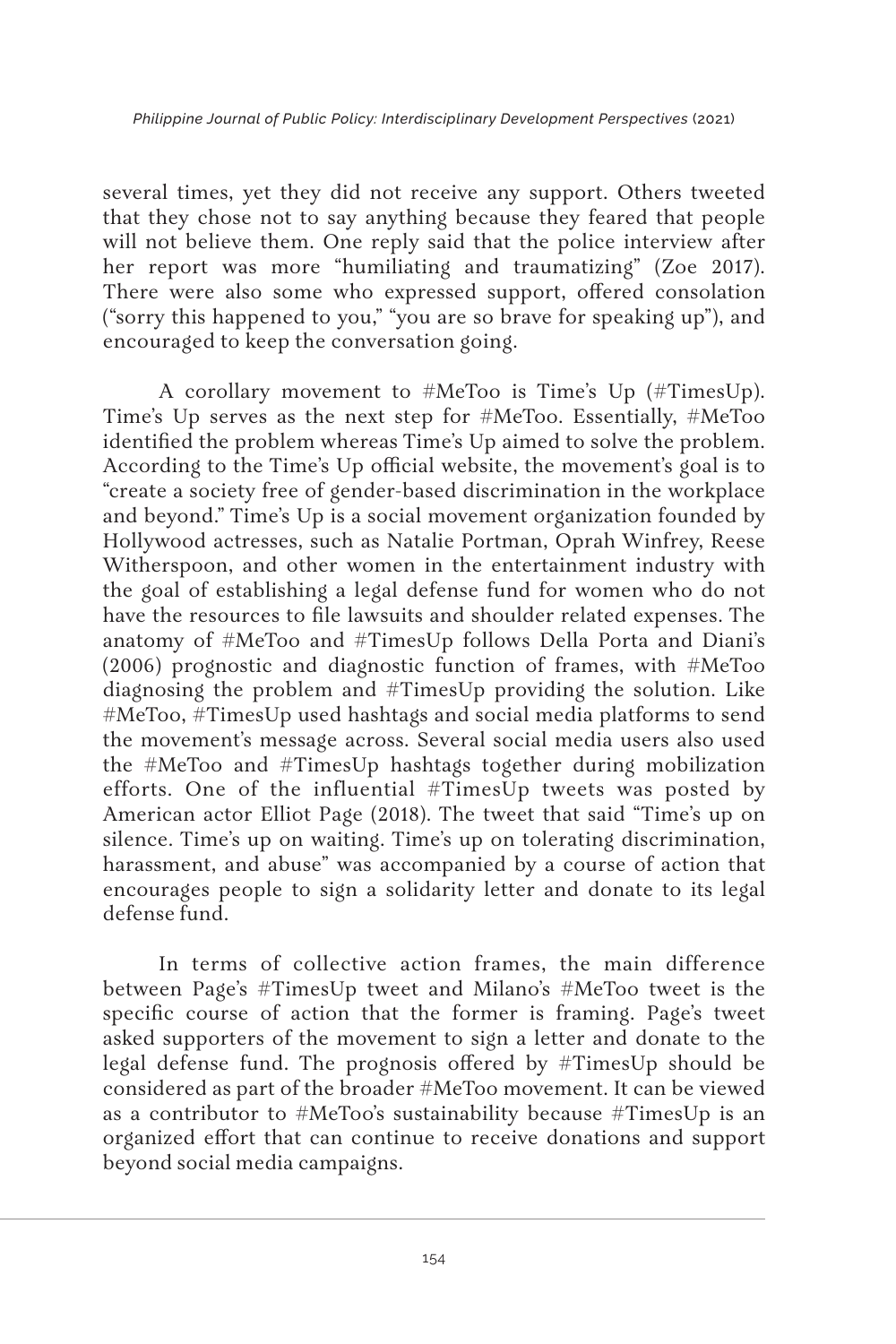several times, yet they did not receive any support. Others tweeted that they chose not to say anything because they feared that people will not believe them. One reply said that the police interview after her report was more "humiliating and traumatizing" (Zoe 2017). There were also some who expressed support, offered consolation ("sorry this happened to you," "you are so brave for speaking up"), and encouraged to keep the conversation going.

A corollary movement to #MeToo is Time's Up (#TimesUp). Time's Up serves as the next step for #MeToo. Essentially, #MeToo identified the problem whereas Time's Up aimed to solve the problem. According to the Time's Up official website, the movement's goal is to "create a society free of gender-based discrimination in the workplace and beyond." Time's Up is a social movement organization founded by Hollywood actresses, such as Natalie Portman, Oprah Winfrey, Reese Witherspoon, and other women in the entertainment industry with the goal of establishing a legal defense fund for women who do not have the resources to file lawsuits and shoulder related expenses. The anatomy of #MeToo and #TimesUp follows Della Porta and Diani's (2006) prognostic and diagnostic function of frames, with #MeToo diagnosing the problem and #TimesUp providing the solution. Like #MeToo, #TimesUp used hashtags and social media platforms to send the movement's message across. Several social media users also used the #MeToo and #TimesUp hashtags together during mobilization efforts. One of the influential #TimesUp tweets was posted by American actor Elliot Page (2018). The tweet that said "Time's up on silence. Time's up on waiting. Time's up on tolerating discrimination, harassment, and abuse" was accompanied by a course of action that encourages people to sign a solidarity letter and donate to its legal defense fund.

In terms of collective action frames, the main difference between Page's #TimesUp tweet and Milano's #MeToo tweet is the specific course of action that the former is framing. Page's tweet asked supporters of the movement to sign a letter and donate to the legal defense fund. The prognosis offered by #TimesUp should be considered as part of the broader #MeToo movement. It can be viewed as a contributor to #MeToo's sustainability because #TimesUp is an organized effort that can continue to receive donations and support beyond social media campaigns.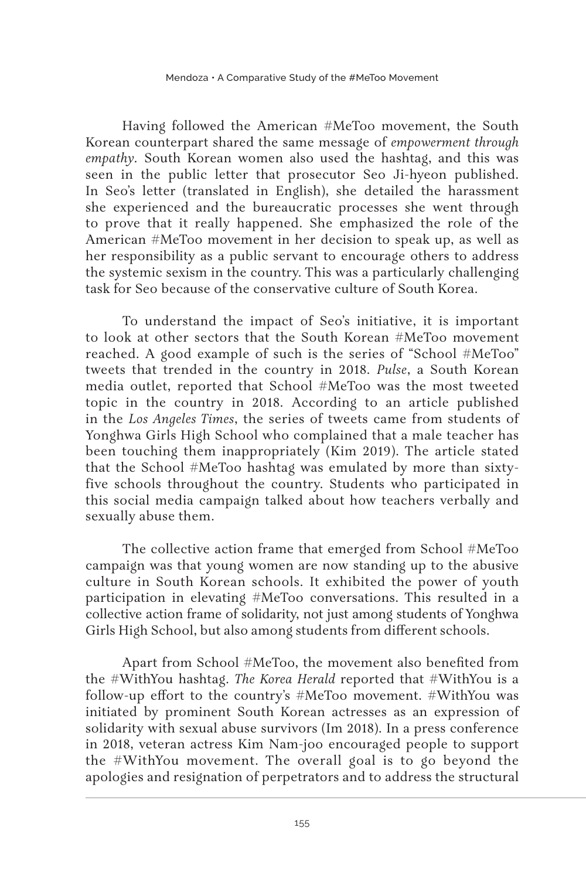Having followed the American #MeToo movement, the South Korean counterpart shared the same message of *empowerment through empathy*. South Korean women also used the hashtag, and this was seen in the public letter that prosecutor Seo Ji-hyeon published. In Seo's letter (translated in English), she detailed the harassment she experienced and the bureaucratic processes she went through to prove that it really happened. She emphasized the role of the American #MeToo movement in her decision to speak up, as well as her responsibility as a public servant to encourage others to address the systemic sexism in the country. This was a particularly challenging task for Seo because of the conservative culture of South Korea.

To understand the impact of Seo's initiative, it is important to look at other sectors that the South Korean #MeToo movement reached. A good example of such is the series of "School #MeToo" tweets that trended in the country in 2018. *Pulse*, a South Korean media outlet, reported that School #MeToo was the most tweeted topic in the country in 2018. According to an article published in the *Los Angeles Times*, the series of tweets came from students of Yonghwa Girls High School who complained that a male teacher has been touching them inappropriately (Kim 2019). The article stated that the School #MeToo hashtag was emulated by more than sixty-five schools throughout the country. Students who participated in this social media campaign talked about how teachers verbally and sexually abuse them.

The collective action frame that emerged from School #MeToo campaign was that young women are now standing up to the abusive culture in South Korean schools. It exhibited the power of youth participation in elevating #MeToo conversations. This resulted in a collective action frame of solidarity, not just among students of Yonghwa Girls High School, but also among students from different schools.

Apart from School #MeToo, the movement also benefited from the #WithYou hashtag. *The Korea Herald* reported that #WithYou is a follow-up effort to the country's #MeToo movement. #WithYou was initiated by prominent South Korean actresses as an expression of solidarity with sexual abuse survivors (Im 2018). In a press conference in 2018, veteran actress Kim Nam-joo encouraged people to support the #WithYou movement. The overall goal is to go beyond the apologies and resignation of perpetrators and to address the structural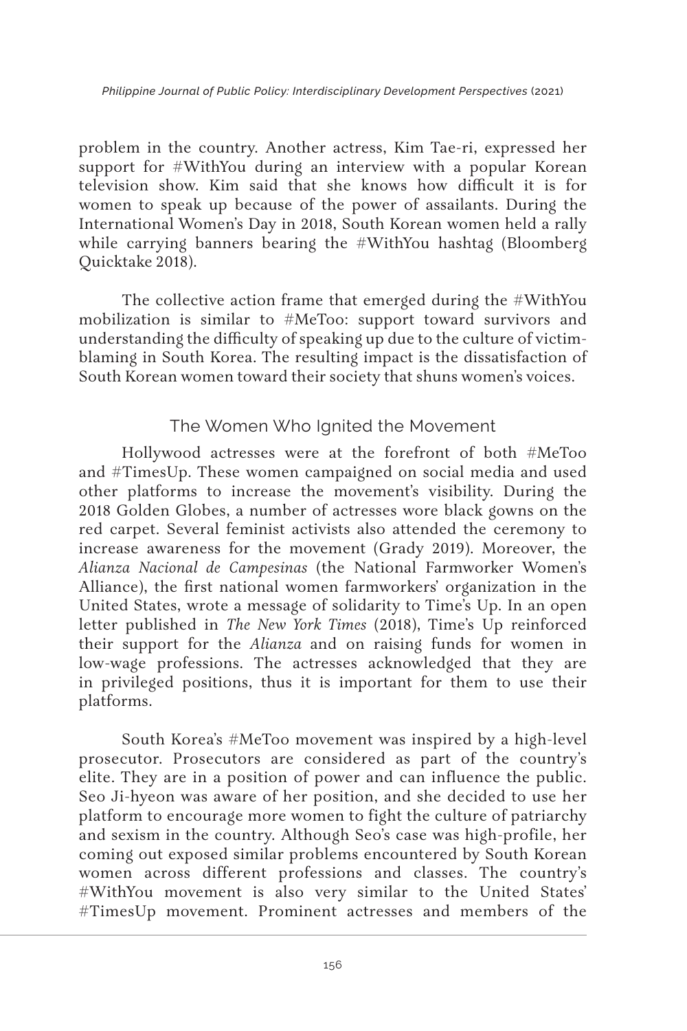problem in the country. Another actress, Kim Tae-ri, expressed her support for #WithYou during an interview with a popular Korean television show. Kim said that she knows how difficult it is for women to speak up because of the power of assailants. During the International Women's Day in 2018, South Korean women held a rally while carrying banners bearing the #WithYou hashtag (Bloomberg Quicktake 2018).

The collective action frame that emerged during the #WithYou mobilization is similar to #MeToo: support toward survivors and understanding the difficulty of speaking up due to the culture of victim-blaming in South Korea. The resulting impact is the dissatisfaction of South Korean women toward their society that shuns women's voices.

### The Women Who Ignited the Movement

Hollywood actresses were at the forefront of both #MeToo and #TimesUp. These women campaigned on social media and used other platforms to increase the movement's visibility. During the 2018 Golden Globes, a number of actresses wore black gowns on the red carpet. Several feminist activists also attended the ceremony to increase awareness for the movement (Grady 2019). Moreover, the *Alianza Nacional de Campesinas* (the National Farmworker Women's Alliance), the first national women farmworkers' organization in the United States, wrote a message of solidarity to Time's Up. In an open letter published in *The New York Times* (2018), Time's Up reinforced their support for the *Alianza* and on raising funds for women in low-wage professions. The actresses acknowledged that they are in privileged positions, thus it is important for them to use their platforms.

South Korea's #MeToo movement was inspired by a high-level prosecutor. Prosecutors are considered as part of the country's elite. They are in a position of power and can influence the public. Seo Ji-hyeon was aware of her position, and she decided to use her platform to encourage more women to fight the culture of patriarchy and sexism in the country. Although Seo's case was high-profile, her coming out exposed similar problems encountered by South Korean women across different professions and classes. The country's #WithYou movement is also very similar to the United States' #TimesUp movement. Prominent actresses and members of the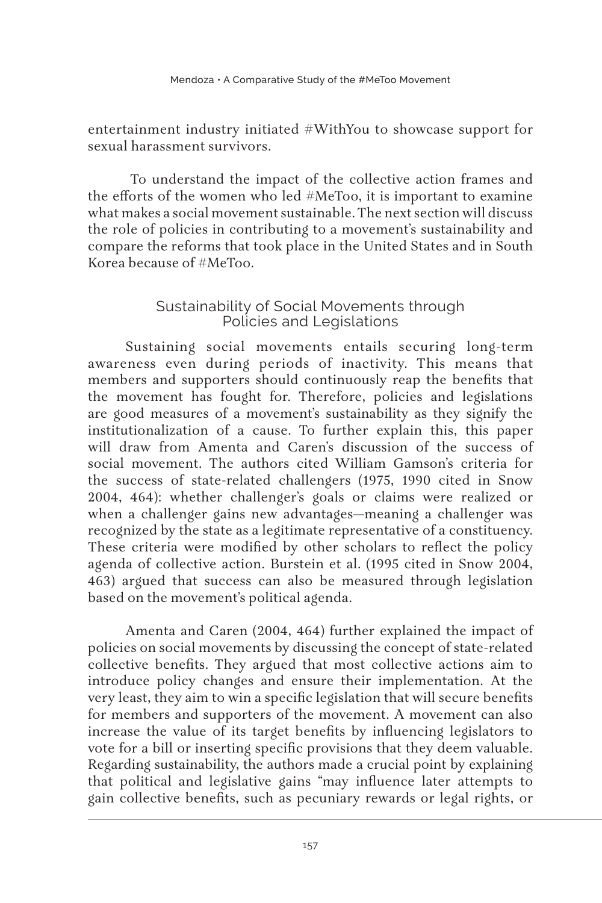entertainment industry initiated #WithYou to showcase support for sexual harassment survivors.

To understand the impact of the collective action frames and the efforts of the women who led #MeToo, it is important to examine what makes a social movement sustainable. The next section will discuss the role of policies in contributing to a movement's sustainability and compare the reforms that took place in the United States and in South Korea because of #MeToo.

## Sustainability of Social Movements through Policies and Legislations

Sustaining social movements entails securing long-term awareness even during periods of inactivity. This means that members and supporters should continuously reap the benefits that the movement has fought for. Therefore, policies and legislations are good measures of a movement's sustainability as they signify the institutionalization of a cause. To further explain this, this paper will draw from Amenta and Caren's discussion of the success of social movement. The authors cited William Gamson's criteria for the success of state-related challengers (1975, 1990 cited in Snow 2004, 464): whether challenger's goals or claims were realized or when a challenger gains new advantages—meaning a challenger was recognized by the state as a legitimate representative of a constituency. These criteria were modified by other scholars to reflect the policy agenda of collective action. Burstein et al. (1995 cited in Snow 2004, 463) argued that success can also be measured through legislation based on the movement's political agenda.

Amenta and Caren (2004, 464) further explained the impact of policies on social movements by discussing the concept of state-related collective benefits. They argued that most collective actions aim to introduce policy changes and ensure their implementation. At the very least, they aim to win a specific legislation that will secure benefits for members and supporters of the movement. A movement can also increase the value of its target benefits by influencing legislators to vote for a bill or inserting specific provisions that they deem valuable. Regarding sustainability, the authors made a crucial point by explaining that political and legislative gains "may influence later attempts to gain collective benefits, such as pecuniary rewards or legal rights, or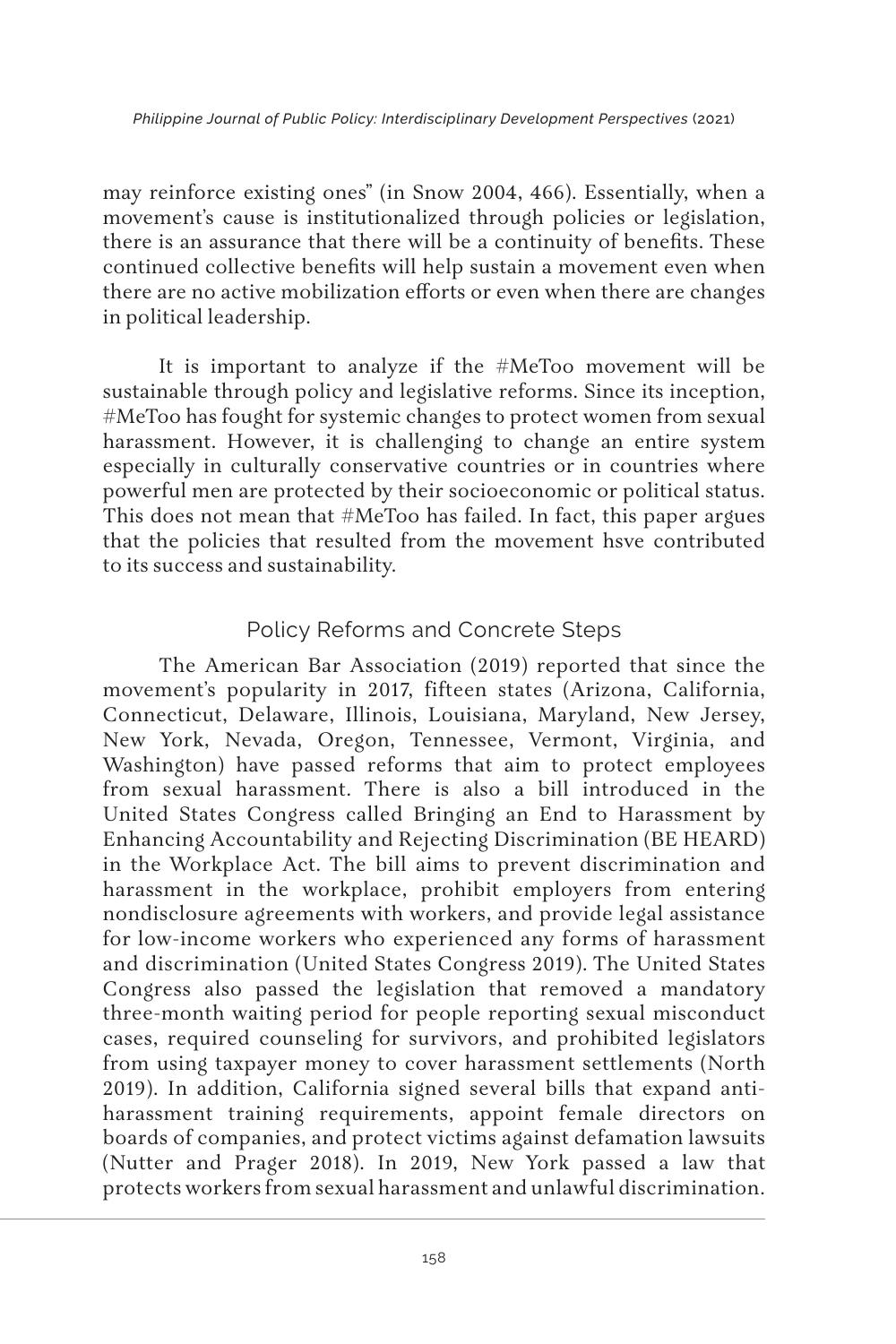may reinforce existing ones" (in Snow 2004, 466). Essentially, when a movement's cause is institutionalized through policies or legislation, there is an assurance that there will be a continuity of benefits. These continued collective benefits will help sustain a movement even when there are no active mobilization efforts or even when there are changes in political leadership.

It is important to analyze if the #MeToo movement will be sustainable through policy and legislative reforms. Since its inception, #MeToo has fought for systemic changes to protect women from sexual harassment. However, it is challenging to change an entire system especially in culturally conservative countries or in countries where powerful men are protected by their socioeconomic or political status. This does not mean that #MeToo has failed. In fact, this paper argues that the policies that resulted from the movement hsve contributed to its success and sustainability.

## Policy Reforms and Concrete Steps

The American Bar Association (2019) reported that since the movement's popularity in 2017, fifteen states (Arizona, California, Connecticut, Delaware, Illinois, Louisiana, Maryland, New Jersey, New York, Nevada, Oregon, Tennessee, Vermont, Virginia, and Washington) have passed reforms that aim to protect employees from sexual harassment. There is also a bill introduced in the United States Congress called Bringing an End to Harassment by Enhancing Accountability and Rejecting Discrimination (BE HEARD) in the Workplace Act. The bill aims to prevent discrimination and harassment in the workplace, prohibit employers from entering nondisclosure agreements with workers, and provide legal assistance for low-income workers who experienced any forms of harassment and discrimination (United States Congress 2019). The United States Congress also passed the legislation that removed a mandatory three-month waiting period for people reporting sexual misconduct cases, required counseling for survivors, and prohibited legislators from using taxpayer money to cover harassment settlements (North 2019). In addition, California signed several bills that expand anti-harassment training requirements, appoint female directors on boards of companies, and protect victims against defamation lawsuits (Nutter and Prager 2018). In 2019, New York passed a law that protects workers from sexual harassment and unlawful discrimination.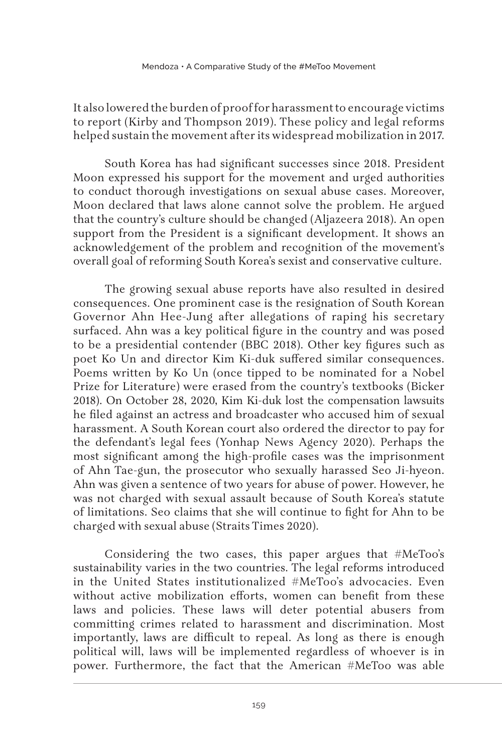It also lowered the burden of proof for harassment to encourage victims to report (Kirby and Thompson 2019). These policy and legal reforms helped sustain the movement after its widespread mobilization in 2017.

South Korea has had significant successes since 2018. President Moon expressed his support for the movement and urged authorities to conduct thorough investigations on sexual abuse cases. Moreover, Moon declared that laws alone cannot solve the problem. He argued that the country's culture should be changed (Aljazeera 2018). An open support from the President is a significant development. It shows an acknowledgement of the problem and recognition of the movement's overall goal of reforming South Korea's sexist and conservative culture.

The growing sexual abuse reports have also resulted in desired consequences. One prominent case is the resignation of South Korean Governor Ahn Hee-Jung after allegations of raping his secretary surfaced. Ahn was a key political figure in the country and was posed to be a presidential contender (BBC 2018). Other key figures such as poet Ko Un and director Kim Ki-duk suffered similar consequences. Poems written by Ko Un (once tipped to be nominated for a Nobel Prize for Literature) were erased from the country's textbooks (Bicker 2018). On October 28, 2020, Kim Ki-duk lost the compensation lawsuits he filed against an actress and broadcaster who accused him of sexual harassment. A South Korean court also ordered the director to pay for the defendant's legal fees (Yonhap News Agency 2020). Perhaps the most significant among the high-profile cases was the imprisonment of Ahn Tae-gun, the prosecutor who sexually harassed Seo Ji-hyeon. Ahn was given a sentence of two years for abuse of power. However, he was not charged with sexual assault because of South Korea's statute of limitations. Seo claims that she will continue to fight for Ahn to be charged with sexual abuse (Straits Times 2020).

Considering the two cases, this paper argues that #MeToo's sustainability varies in the two countries. The legal reforms introduced in the United States institutionalized #MeToo's advocacies. Even without active mobilization efforts, women can benefit from these laws and policies. These laws will deter potential abusers from committing crimes related to harassment and discrimination. Most importantly, laws are difficult to repeal. As long as there is enough political will, laws will be implemented regardless of whoever is in power. Furthermore, the fact that the American #MeToo was able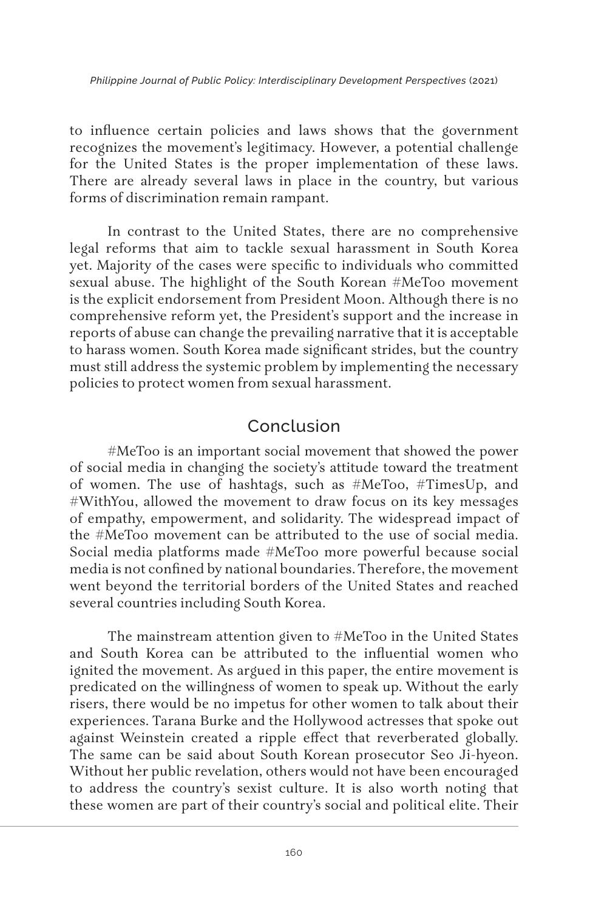to influence certain policies and laws shows that the government recognizes the movement's legitimacy. However, a potential challenge for the United States is the proper implementation of these laws. There are already several laws in place in the country, but various forms of discrimination remain rampant.

In contrast to the United States, there are no comprehensive legal reforms that aim to tackle sexual harassment in South Korea yet. Majority of the cases were specific to individuals who committed sexual abuse. The highlight of the South Korean #MeToo movement is the explicit endorsement from President Moon. Although there is no comprehensive reform yet, the President's support and the increase in reports of abuse can change the prevailing narrative that it is acceptable to harass women. South Korea made significant strides, but the country must still address the systemic problem by implementing the necessary policies to protect women from sexual harassment.

## Conclusion

#MeToo is an important social movement that showed the power of social media in changing the society's attitude toward the treatment of women. The use of hashtags, such as #MeToo, #TimesUp, and #WithYou, allowed the movement to draw focus on its key messages of empathy, empowerment, and solidarity. The widespread impact of the #MeToo movement can be attributed to the use of social media. Social media platforms made #MeToo more powerful because social media is not confined by national boundaries. Therefore, the movement went beyond the territorial borders of the United States and reached several countries including South Korea.

The mainstream attention given to #MeToo in the United States and South Korea can be attributed to the influential women who ignited the movement. As argued in this paper, the entire movement is predicated on the willingness of women to speak up. Without the early risers, there would be no impetus for other women to talk about their experiences. Tarana Burke and the Hollywood actresses that spoke out against Weinstein created a ripple effect that reverberated globally. The same can be said about South Korean prosecutor Seo Ji-hyeon. Without her public revelation, others would not have been encouraged to address the country's sexist culture. It is also worth noting that these women are part of their country's social and political elite. Their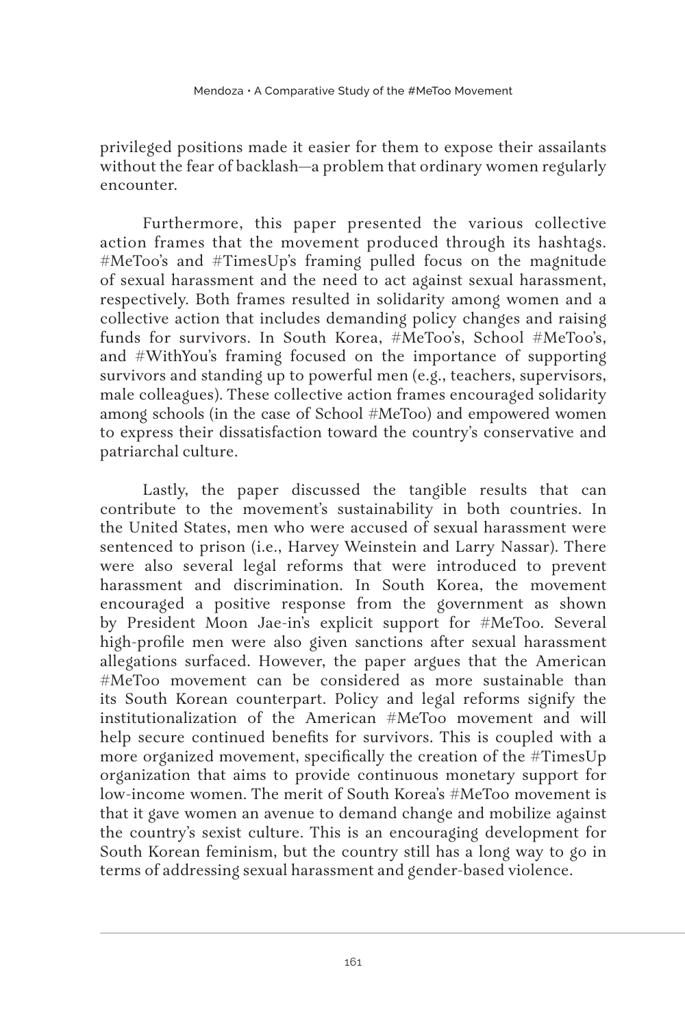privileged positions made it easier for them to expose their assailants without the fear of backlash—a problem that ordinary women regularly encounter.

Furthermore, this paper presented the various collective action frames that the movement produced through its hashtags. #MeToo's and #TimesUp's framing pulled focus on the magnitude of sexual harassment and the need to act against sexual harassment, respectively. Both frames resulted in solidarity among women and a collective action that includes demanding policy changes and raising funds for survivors. In South Korea, #MeToo's, School #MeToo's, and #WithYou's framing focused on the importance of supporting survivors and standing up to powerful men (e.g., teachers, supervisors, male colleagues). These collective action frames encouraged solidarity among schools (in the case of School #MeToo) and empowered women to express their dissatisfaction toward the country's conservative and patriarchal culture.

Lastly, the paper discussed the tangible results that can contribute to the movement's sustainability in both countries. In the United States, men who were accused of sexual harassment were sentenced to prison (i.e., Harvey Weinstein and Larry Nassar). There were also several legal reforms that were introduced to prevent harassment and discrimination. In South Korea, the movement encouraged a positive response from the government as shown by President Moon Jae-in's explicit support for #MeToo. Several high-profile men were also given sanctions after sexual harassment allegations surfaced. However, the paper argues that the American #MeToo movement can be considered as more sustainable than its South Korean counterpart. Policy and legal reforms signify the institutionalization of the American #MeToo movement and will help secure continued benefits for survivors. This is coupled with a more organized movement, specifically the creation of the #TimesUp organization that aims to provide continuous monetary support for low-income women. The merit of South Korea's #MeToo movement is that it gave women an avenue to demand change and mobilize against the country's sexist culture. This is an encouraging development for South Korean feminism, but the country still has a long way to go in terms of addressing sexual harassment and gender-based violence.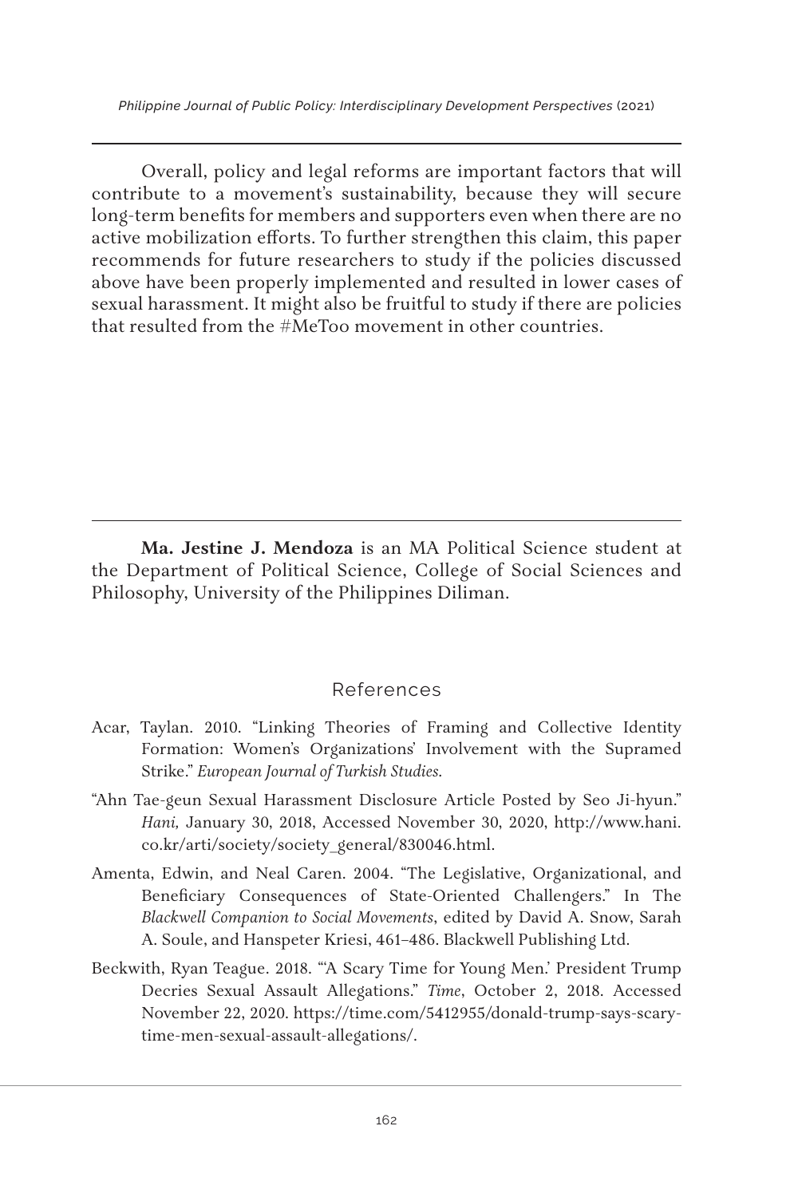Overall, policy and legal reforms are important factors that will contribute to a movement's sustainability, because they will secure long-term benefits for members and supporters even when there are no active mobilization efforts. To further strengthen this claim, this paper recommends for future researchers to study if the policies discussed above have been properly implemented and resulted in lower cases of sexual harassment. It might also be fruitful to study if there are policies that resulted from the #MeToo movement in other countries.

---

**Ma. Jestine J. Mendoza** is an MA Political Science student at the Department of Political Science, College of Social Sciences and Philosophy, University of the Philippines Diliman.

## References

Acar, Taylan. 2010. "Linking Theories of Framing and Collective Identity Formation: Women's Organizations' Involvement with the Supramed Strike." *European Journal of Turkish Studies.*

"Ahn Tae-geun Sexual Harassment Disclosure Article Posted by Seo Ji-hyun." *Hani,* January 30, 2018, Accessed November 30, 2020, http://www.hani.co.kr/arti/society/society_general/830046.html.

Amenta, Edwin, and Neal Caren. 2004. "The Legislative, Organizational, and Beneficiary Consequences of State-Oriented Challengers." In The *Blackwell Companion to Social Movements*, edited by David A. Snow, Sarah A. Soule, and Hanspeter Kriesi, 461–486. Blackwell Publishing Ltd.

Beckwith, Ryan Teague. 2018. "'A Scary Time for Young Men.' President Trump Decries Sexual Assault Allegations." *Time*, October 2, 2018. Accessed November 22, 2020. https://time.com/5412955/donald-trump-says-scary-time-men-sexual-assault-allegations/.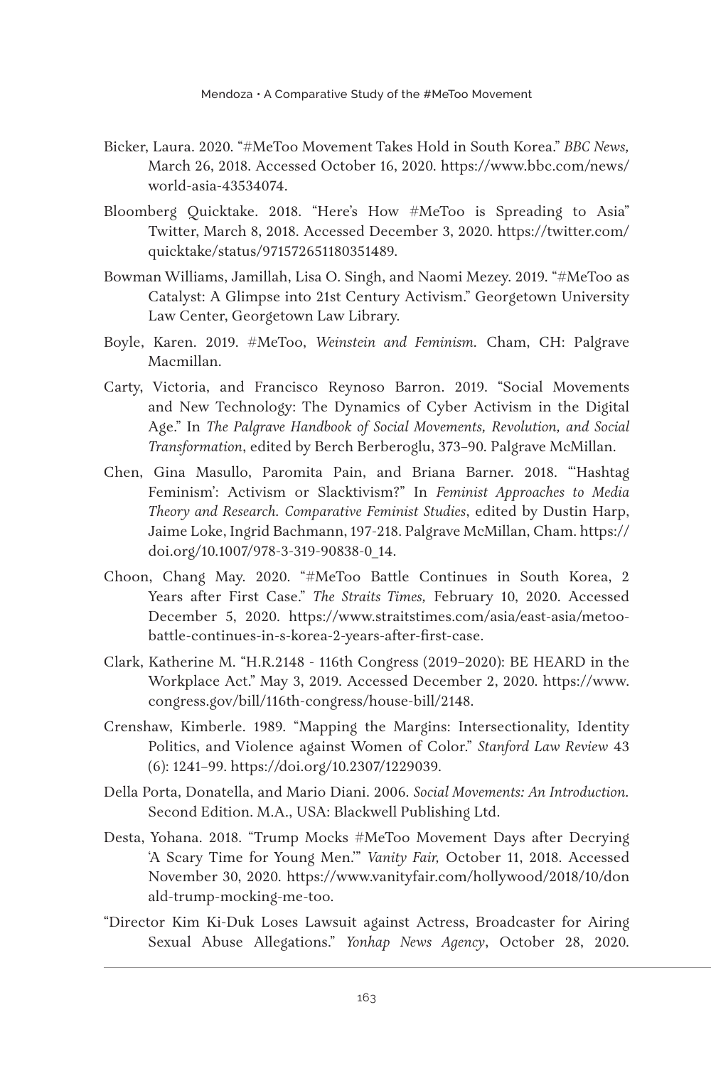Bicker, Laura. 2020. "#MeToo Movement Takes Hold in South Korea." *BBC News,* March 26, 2018. Accessed October 16, 2020. https://www.bbc.com/news/world-asia-43534074.

Bloomberg Quicktake. 2018. "Here's How #MeToo is Spreading to Asia" Twitter, March 8, 2018. Accessed December 3, 2020. https://twitter.com/quicktake/status/971572651180351489.

Bowman Williams, Jamillah, Lisa O. Singh, and Naomi Mezey. 2019. "#MeToo as Catalyst: A Glimpse into 21st Century Activism." Georgetown University Law Center, Georgetown Law Library.

Boyle, Karen. 2019. #MeToo, *Weinstein and Feminism.* Cham, CH: Palgrave Macmillan.

Carty, Victoria, and Francisco Reynoso Barron. 2019. "Social Movements and New Technology: The Dynamics of Cyber Activism in the Digital Age." In *The Palgrave Handbook of Social Movements, Revolution, and Social Transformation*, edited by Berch Berberoglu, 373–90. Palgrave McMillan.

Chen, Gina Masullo, Paromita Pain, and Briana Barner. 2018. "'Hashtag Feminism': Activism or Slacktivism?" In *Feminist Approaches to Media Theory and Research. Comparative Feminist Studies*, edited by Dustin Harp, Jaime Loke, Ingrid Bachmann, 197-218. Palgrave McMillan, Cham. https://doi.org/10.1007/978-3-319-90838-0_14.

Choon, Chang May. 2020. "#MeToo Battle Continues in South Korea, 2 Years after First Case." *The Straits Times,* February 10, 2020. Accessed December 5, 2020. https://www.straitstimes.com/asia/east-asia/metoo-battle-continues-in-s-korea-2-years-after-first-case.

Clark, Katherine M. "H.R.2148 - 116th Congress (2019–2020): BE HEARD in the Workplace Act." May 3, 2019. Accessed December 2, 2020. https://www.congress.gov/bill/116th-congress/house-bill/2148.

Crenshaw, Kimberle. 1989. "Mapping the Margins: Intersectionality, Identity Politics, and Violence against Women of Color." *Stanford Law Review* 43 (6): 1241–99. https://doi.org/10.2307/1229039.

Della Porta, Donatella, and Mario Diani. 2006. *Social Movements: An Introduction.* Second Edition. M.A., USA: Blackwell Publishing Ltd.

Desta, Yohana. 2018. "Trump Mocks #MeToo Movement Days after Decrying 'A Scary Time for Young Men.'" *Vanity Fair,* October 11, 2018. Accessed November 30, 2020. https://www.vanityfair.com/hollywood/2018/10/donald-trump-mocking-me-too.

"Director Kim Ki-Duk Loses Lawsuit against Actress, Broadcaster for Airing Sexual Abuse Allegations." *Yonhap News Agency*, October 28, 2020.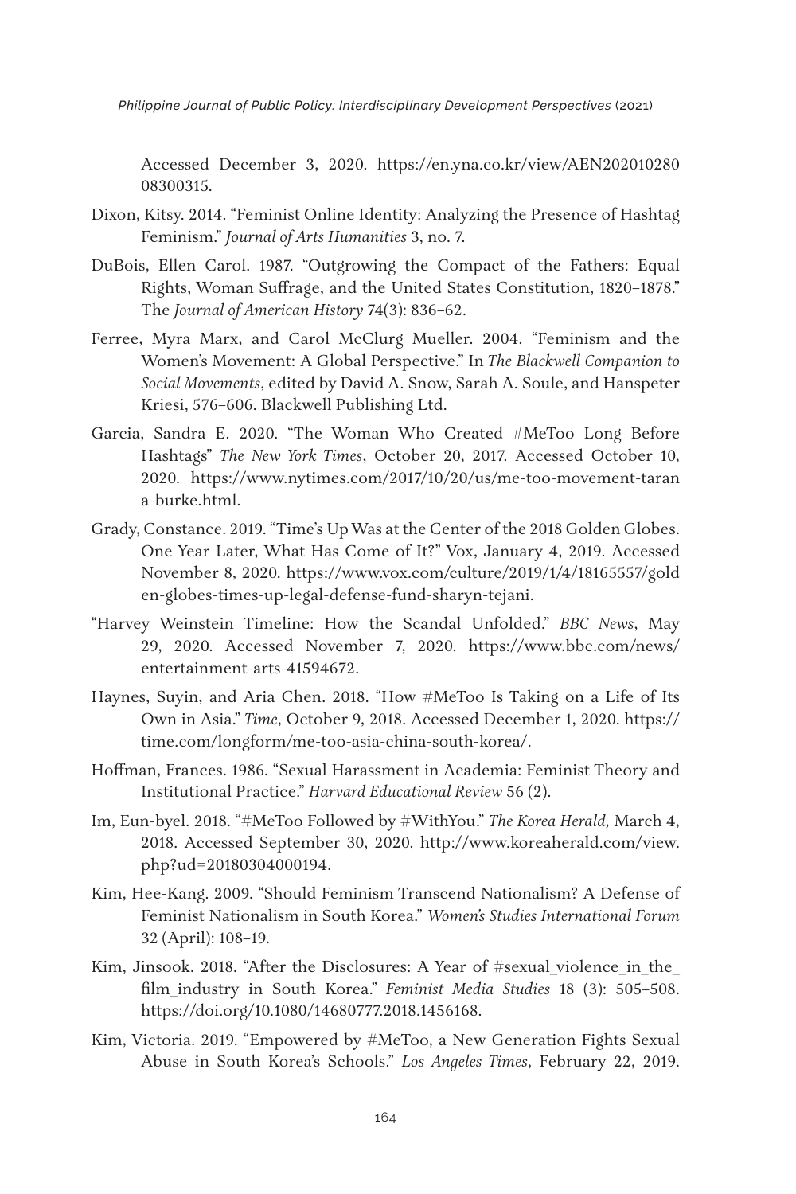Accessed December 3, 2020. https://en.yna.co.kr/view/AEN20201028008300315.

Dixon, Kitsy. 2014. "Feminist Online Identity: Analyzing the Presence of Hashtag Feminism." *Journal of Arts Humanities* 3, no. 7.

DuBois, Ellen Carol. 1987. "Outgrowing the Compact of the Fathers: Equal Rights, Woman Suffrage, and the United States Constitution, 1820–1878." The *Journal of American History* 74(3): 836–62.

Ferree, Myra Marx, and Carol McClurg Mueller. 2004. "Feminism and the Women's Movement: A Global Perspective." In *The Blackwell Companion to Social Movements*, edited by David A. Snow, Sarah A. Soule, and Hanspeter Kriesi, 576–606. Blackwell Publishing Ltd.

Garcia, Sandra E. 2020. "The Woman Who Created #MeToo Long Before Hashtags" *The New York Times*, October 20, 2017. Accessed October 10, 2020. https://www.nytimes.com/2017/10/20/us/me-too-movement-tarana-burke.html.

Grady, Constance. 2019. "Time's Up Was at the Center of the 2018 Golden Globes. One Year Later, What Has Come of It?" Vox, January 4, 2019. Accessed November 8, 2020. https://www.vox.com/culture/2019/1/4/18165557/golden-globes-times-up-legal-defense-fund-sharyn-tejani.

"Harvey Weinstein Timeline: How the Scandal Unfolded." *BBC News*, May 29, 2020. Accessed November 7, 2020. https://www.bbc.com/news/entertainment-arts-41594672.

Haynes, Suyin, and Aria Chen. 2018. "How #MeToo Is Taking on a Life of Its Own in Asia." *Time*, October 9, 2018. Accessed December 1, 2020. https://time.com/longform/me-too-asia-china-south-korea/.

Hoffman, Frances. 1986. "Sexual Harassment in Academia: Feminist Theory and Institutional Practice." *Harvard Educational Review* 56 (2).

Im, Eun-byel. 2018. "#MeToo Followed by #WithYou." *The Korea Herald,* March 4, 2018. Accessed September 30, 2020. http://www.koreaherald.com/view.php?ud=20180304000194.

Kim, Hee-Kang. 2009. "Should Feminism Transcend Nationalism? A Defense of Feminist Nationalism in South Korea." *Women's Studies International Forum* 32 (April): 108–19.

Kim, Jinsook. 2018. "After the Disclosures: A Year of #sexual_violence_in_the_film_industry in South Korea." *Feminist Media Studies* 18 (3): 505–508. https://doi.org/10.1080/14680777.2018.1456168.

Kim, Victoria. 2019. "Empowered by #MeToo, a New Generation Fights Sexual Abuse in South Korea's Schools." *Los Angeles Times*, February 22, 2019.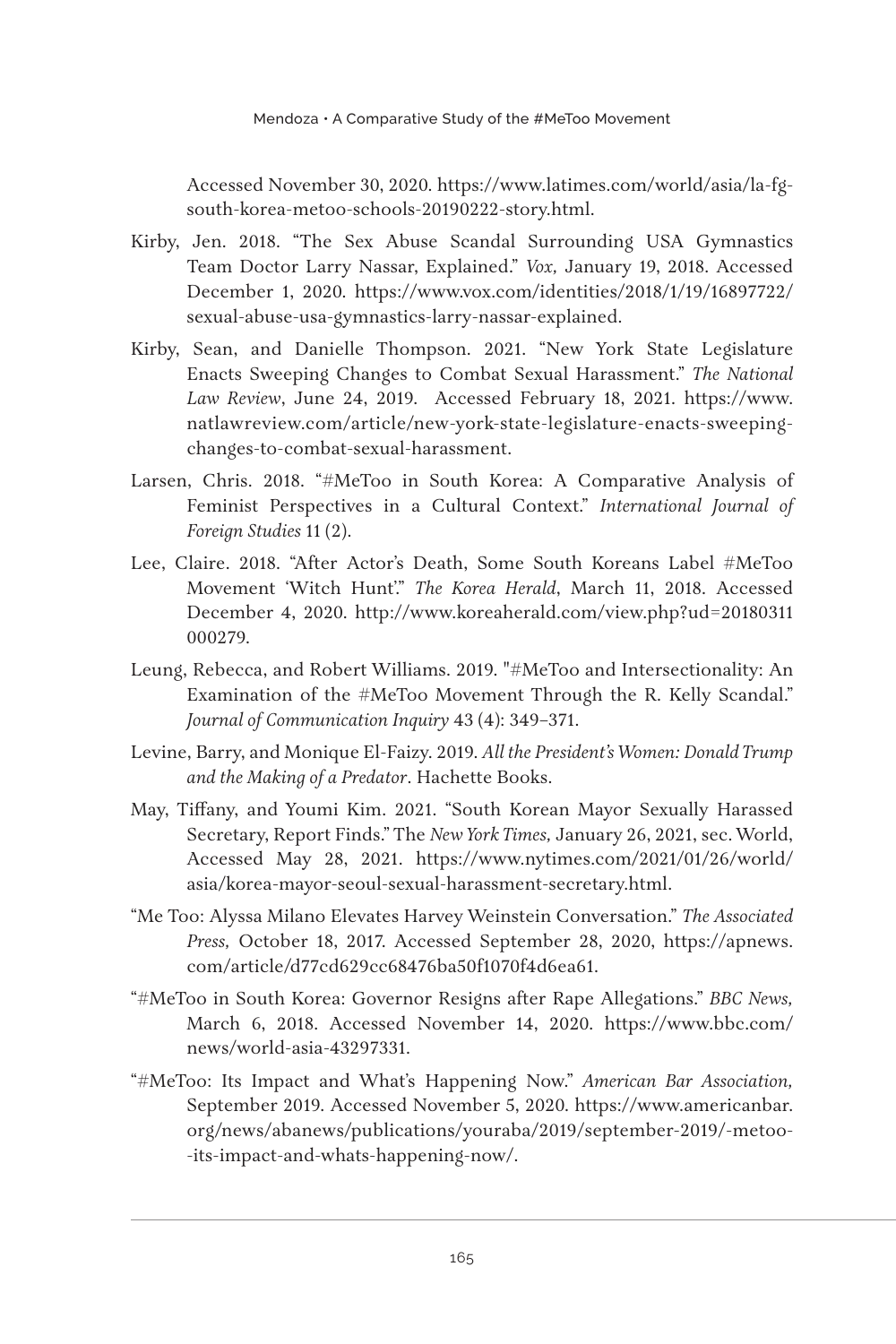Accessed November 30, 2020. https://www.latimes.com/world/asia/la-fg-south-korea-metoo-schools-20190222-story.html.

Kirby, Jen. 2018. "The Sex Abuse Scandal Surrounding USA Gymnastics Team Doctor Larry Nassar, Explained." *Vox,* January 19, 2018. Accessed December 1, 2020. https://www.vox.com/identities/2018/1/19/16897722/sexual-abuse-usa-gymnastics-larry-nassar-explained.

Kirby, Sean, and Danielle Thompson. 2021. "New York State Legislature Enacts Sweeping Changes to Combat Sexual Harassment." *The National Law Review*, June 24, 2019. Accessed February 18, 2021. https://www.natlawreview.com/article/new-york-state-legislature-enacts-sweeping-changes-to-combat-sexual-harassment.

Larsen, Chris. 2018. "#MeToo in South Korea: A Comparative Analysis of Feminist Perspectives in a Cultural Context." *International Journal of Foreign Studies* 11 (2).

Lee, Claire. 2018. "After Actor's Death, Some South Koreans Label #MeToo Movement 'Witch Hunt'." *The Korea Herald*, March 11, 2018. Accessed December 4, 2020. http://www.koreaherald.com/view.php?ud=20180311000279.

Leung, Rebecca, and Robert Williams. 2019. "#MeToo and Intersectionality: An Examination of the #MeToo Movement Through the R. Kelly Scandal." *Journal of Communication Inquiry* 43 (4): 349–371.

Levine, Barry, and Monique El-Faizy. 2019. *All the President's Women: Donald Trump and the Making of a Predator*. Hachette Books.

May, Tiffany, and Youmi Kim. 2021. "South Korean Mayor Sexually Harassed Secretary, Report Finds." The *New York Times,* January 26, 2021, sec. World, Accessed May 28, 2021. https://www.nytimes.com/2021/01/26/world/asia/korea-mayor-seoul-sexual-harassment-secretary.html.

"Me Too: Alyssa Milano Elevates Harvey Weinstein Conversation." *The Associated Press,* October 18, 2017. Accessed September 28, 2020, https://apnews.com/article/d77cd629cc68476ba50f1070f4d6ea61.

"#MeToo in South Korea: Governor Resigns after Rape Allegations." *BBC News,* March 6, 2018. Accessed November 14, 2020. https://www.bbc.com/news/world-asia-43297331.

"#MeToo: Its Impact and What's Happening Now." *American Bar Association,* September 2019. Accessed November 5, 2020. https://www.americanbar.org/news/abanews/publications/youraba/2019/september-2019/-metoo--its-impact-and-whats-happening-now/.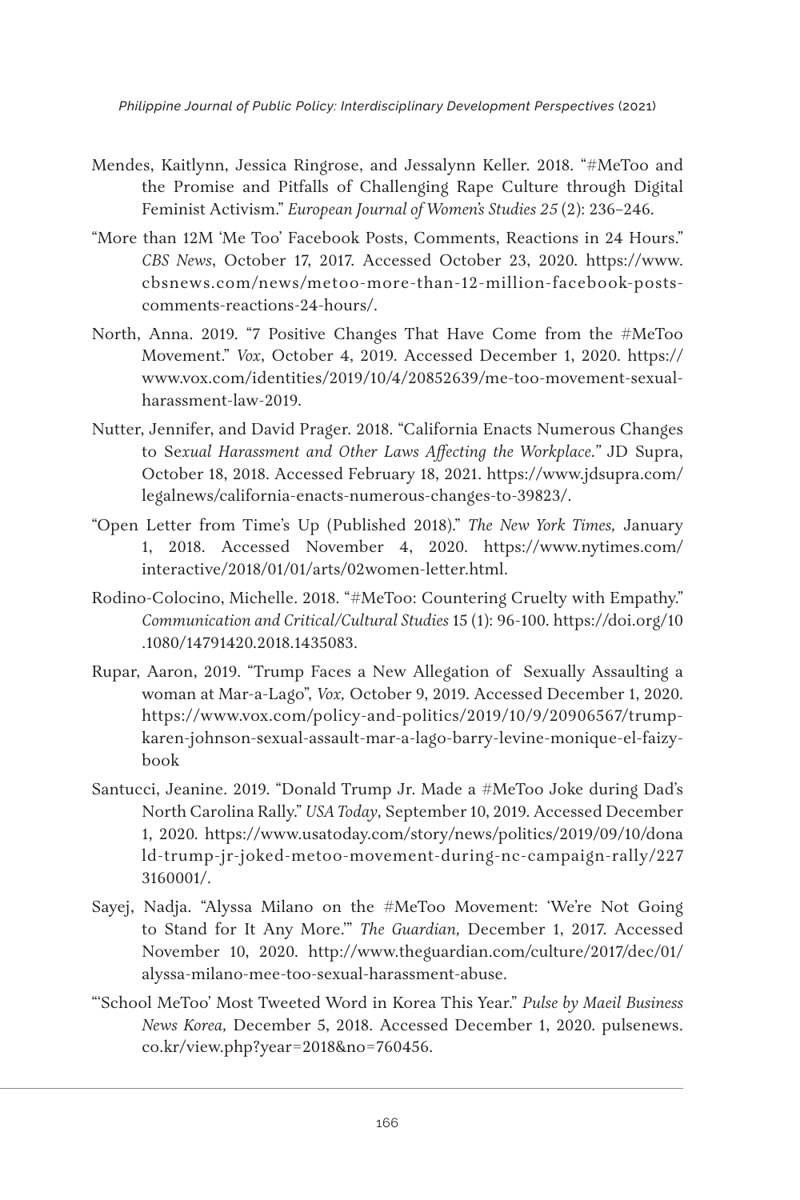Mendes, Kaitlynn, Jessica Ringrose, and Jessalynn Keller. 2018. "#MeToo and the Promise and Pitfalls of Challenging Rape Culture through Digital Feminist Activism." *European Journal of Women's Studies 25* (2): 236–246.

"More than 12M 'Me Too' Facebook Posts, Comments, Reactions in 24 Hours." *CBS News*, October 17, 2017. Accessed October 23, 2020. https://www.cbsnews.com/news/metoo-more-than-12-million-facebook-posts-comments-reactions-24-hours/.

North, Anna. 2019. "7 Positive Changes That Have Come from the #MeToo Movement." *Vox*, October 4, 2019. Accessed December 1, 2020. https://www.vox.com/identities/2019/10/4/20852639/me-too-movement-sexual-harassment-law-2019.

Nutter, Jennifer, and David Prager. 2018. "California Enacts Numerous Changes to S*exual Harassment and Other Laws Affecting the Workplace*." JD Supra, October 18, 2018. Accessed February 18, 2021. https://www.jdsupra.com/legalnews/california-enacts-numerous-changes-to-39823/.

"Open Letter from Time's Up (Published 2018)." *The New York Times,* January 1, 2018. Accessed November 4, 2020. https://www.nytimes.com/interactive/2018/01/01/arts/02women-letter.html.

Rodino-Colocino, Michelle. 2018. "#MeToo: Countering Cruelty with Empathy." *Communication and Critical/Cultural Studies* 15 (1): 96-100. https://doi.org/10.1080/14791420.2018.1435083.

Rupar, Aaron, 2019. "Trump Faces a New Allegation of Sexually Assaulting a woman at Mar-a-Lago", *Vox,* October 9, 2019. Accessed December 1, 2020. https://www.vox.com/policy-and-politics/2019/10/9/20906567/trump-karen-johnson-sexual-assault-mar-a-lago-barry-levine-monique-el-faizy-book

Santucci, Jeanine. 2019. "Donald Trump Jr. Made a #MeToo Joke during Dad's North Carolina Rally." *USA Today,* September 10, 2019. Accessed December 1, 2020. https://www.usatoday.com/story/news/politics/2019/09/10/donald-trump-jr-joked-metoo-movement-during-nc-campaign-rally/2273160001/.

Sayej, Nadja. "Alyssa Milano on the #MeToo Movement: 'We're Not Going to Stand for It Any More.'" *The Guardian,* December 1, 2017. Accessed November 10, 2020. http://www.theguardian.com/culture/2017/dec/01/alyssa-milano-mee-too-sexual-harassment-abuse.

"'School MeToo' Most Tweeted Word in Korea This Year." *Pulse by Maeil Business News Korea,* December 5, 2018. Accessed December 1, 2020. pulsenews.co.kr/view.php?year=2018&no=760456.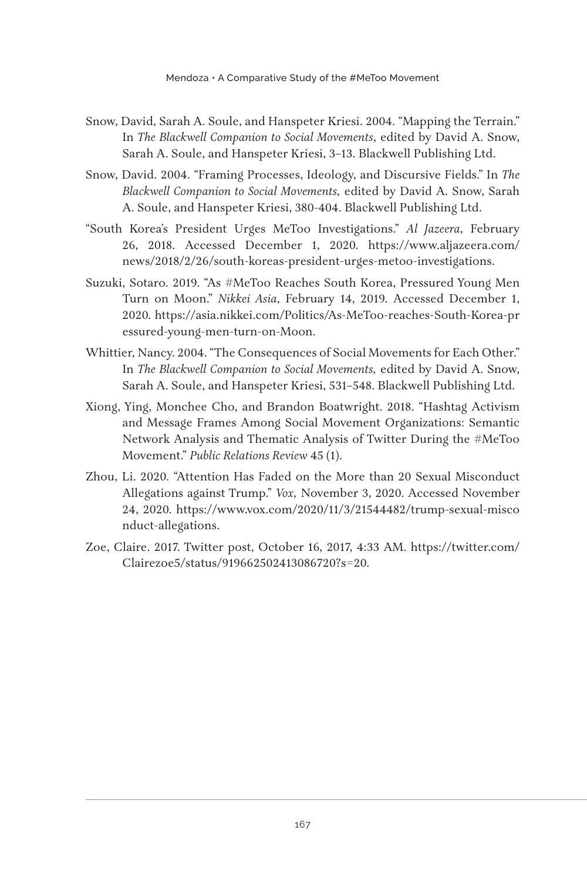Snow, David, Sarah A. Soule, and Hanspeter Kriesi. 2004. "Mapping the Terrain." In *The Blackwell Companion to Social Movements*, edited by David A. Snow, Sarah A. Soule, and Hanspeter Kriesi, 3–13. Blackwell Publishing Ltd.

Snow, David. 2004. "Framing Processes, Ideology, and Discursive Fields." In *The Blackwell Companion to Social Movements,* edited by David A. Snow, Sarah A. Soule, and Hanspeter Kriesi, 380-404. Blackwell Publishing Ltd.

"South Korea's President Urges MeToo Investigations." *Al Jazeera*, February 26, 2018. Accessed December 1, 2020. https://www.aljazeera.com/news/2018/2/26/south-koreas-president-urges-metoo-investigations.

Suzuki, Sotaro. 2019. "As #MeToo Reaches South Korea, Pressured Young Men Turn on Moon." *Nikkei Asia*, February 14, 2019. Accessed December 1, 2020. https://asia.nikkei.com/Politics/As-MeToo-reaches-South-Korea-pressured-young-men-turn-on-Moon.

Whittier, Nancy. 2004. "The Consequences of Social Movements for Each Other." In *The Blackwell Companion to Social Movements,* edited by David A. Snow, Sarah A. Soule, and Hanspeter Kriesi, 531–548. Blackwell Publishing Ltd.

Xiong, Ying, Monchee Cho, and Brandon Boatwright. 2018. "Hashtag Activism and Message Frames Among Social Movement Organizations: Semantic Network Analysis and Thematic Analysis of Twitter During the #MeToo Movement." *Public Relations Review* 45 (1).

Zhou, Li. 2020. "Attention Has Faded on the More than 20 Sexual Misconduct Allegations against Trump." *Vox,* November 3, 2020. Accessed November 24, 2020. https://www.vox.com/2020/11/3/21544482/trump-sexual-misconduct-allegations.

Zoe, Claire. 2017. Twitter post, October 16, 2017, 4:33 AM. https://twitter.com/Clairezoe5/status/919662502413086720?s=20.